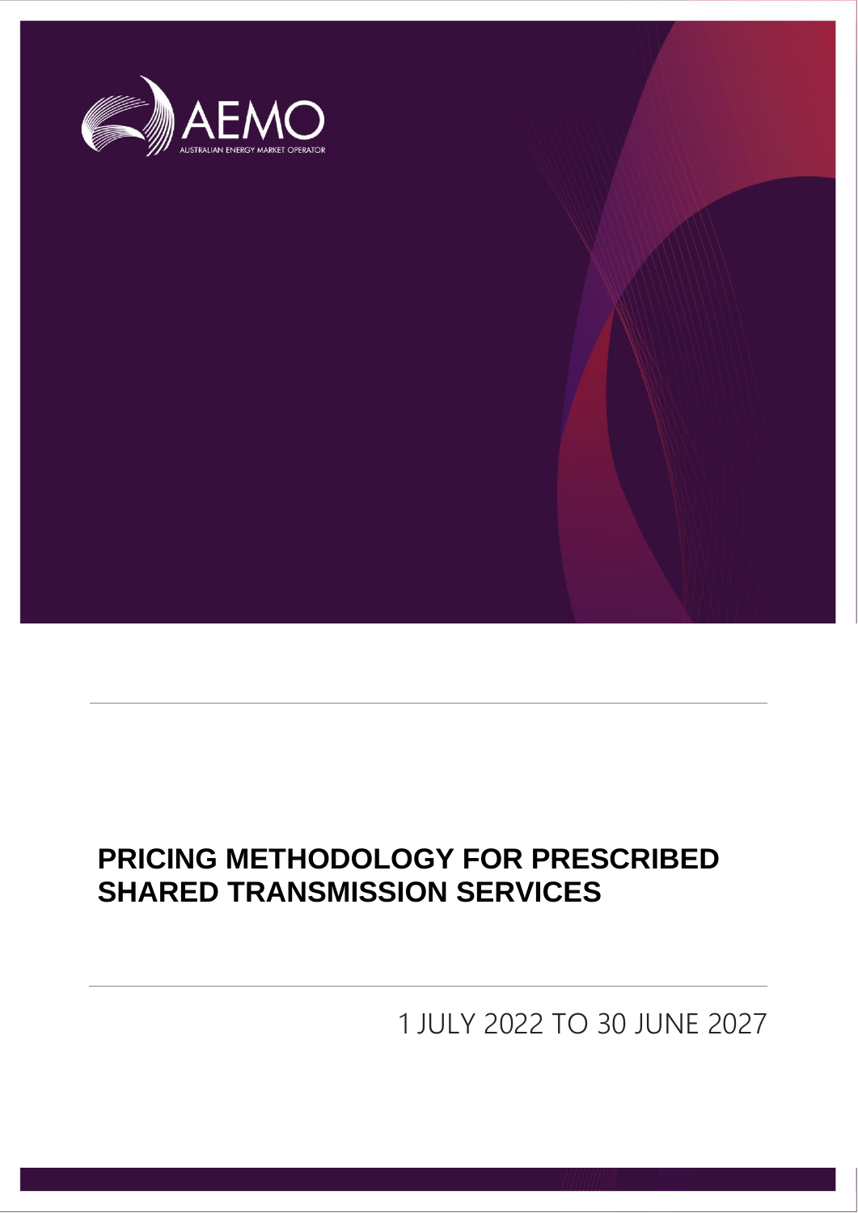AEMO

AUSTRALIAN ENERGY MARKET OPERATOR

# PRICING METHODOLOGY FOR PRESCRIBED SHARED TRANSMISSION SERVICES

1 JULY 2022 TO 30 JUNE 2027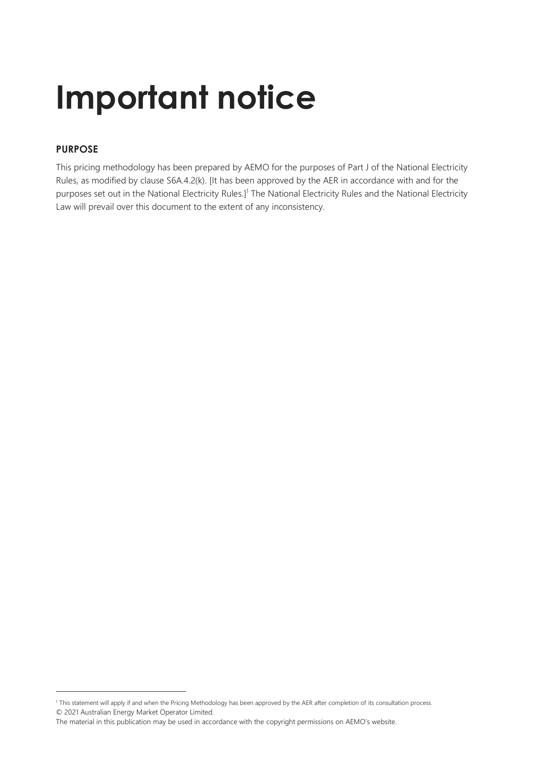# Important notice

## PURPOSE

This pricing methodology has been prepared by AEMO for the purposes of Part J of the National Electricity Rules, as modified by clause S6A.4.2(k). [It has been approved by the AER in accordance with and for the purposes set out in the National Electricity Rules.][1] The National Electricity Rules and the National Electricity Law will prevail over this document to the extent of any inconsistency.

[1] This statement will apply if and when the Pricing Methodology has been approved by the AER after completion of its consultation process.

© 2021 Australian Energy Market Operator Limited.

The material in this publication may be used in accordance with the copyright permissions on AEMO's website.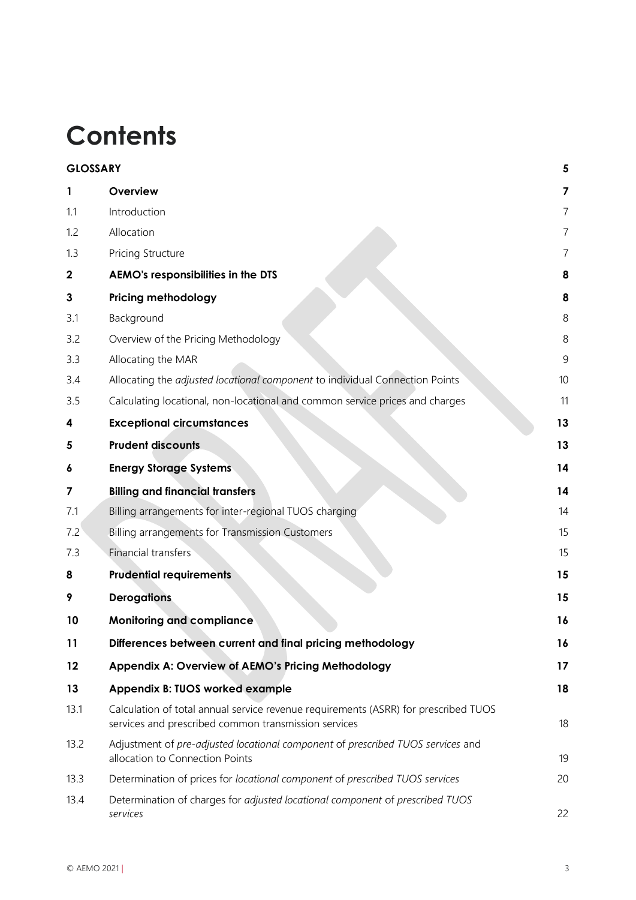# Contents

| | | |
|---|---|---|
| **GLOSSARY** | | **5** |
| **1** | **Overview** | **7** |
| 1.1 | Introduction | 7 |
| 1.2 | Allocation | 7 |
| 1.3 | Pricing Structure | 7 |
| **2** | **AEMO's responsibilities in the DTS** | **8** |
| **3** | **Pricing methodology** | **8** |
| 3.1 | Background | 8 |
| 3.2 | Overview of the Pricing Methodology | 8 |
| 3.3 | Allocating the MAR | 9 |
| 3.4 | Allocating the *adjusted locational component* to individual Connection Points | 10 |
| 3.5 | Calculating locational, non-locational and common service prices and charges | 11 |
| **4** | **Exceptional circumstances** | **13** |
| **5** | **Prudent discounts** | **13** |
| **6** | **Energy Storage Systems** | **14** |
| **7** | **Billing and financial transfers** | **14** |
| 7.1 | Billing arrangements for inter-regional TUOS charging | 14 |
| 7.2 | Billing arrangements for Transmission Customers | 15 |
| 7.3 | Financial transfers | 15 |
| **8** | **Prudential requirements** | **15** |
| **9** | **Derogations** | **15** |
| **10** | **Monitoring and compliance** | **16** |
| **11** | **Differences between current and final pricing methodology** | **16** |
| **12** | **Appendix A: Overview of AEMO's Pricing Methodology** | **17** |
| **13** | **Appendix B: TUOS worked example** | **18** |
| 13.1 | Calculation of total annual service revenue requirements (ASRR) for prescribed TUOS services and prescribed common transmission services | 18 |
| 13.2 | Adjustment of *pre-adjusted locational component* of *prescribed TUOS services* and allocation to Connection Points | 19 |
| 13.3 | Determination of prices for *locational component* of *prescribed TUOS services* | 20 |
| 13.4 | Determination of charges for *adjusted locational component* of *prescribed TUOS services* | 22 |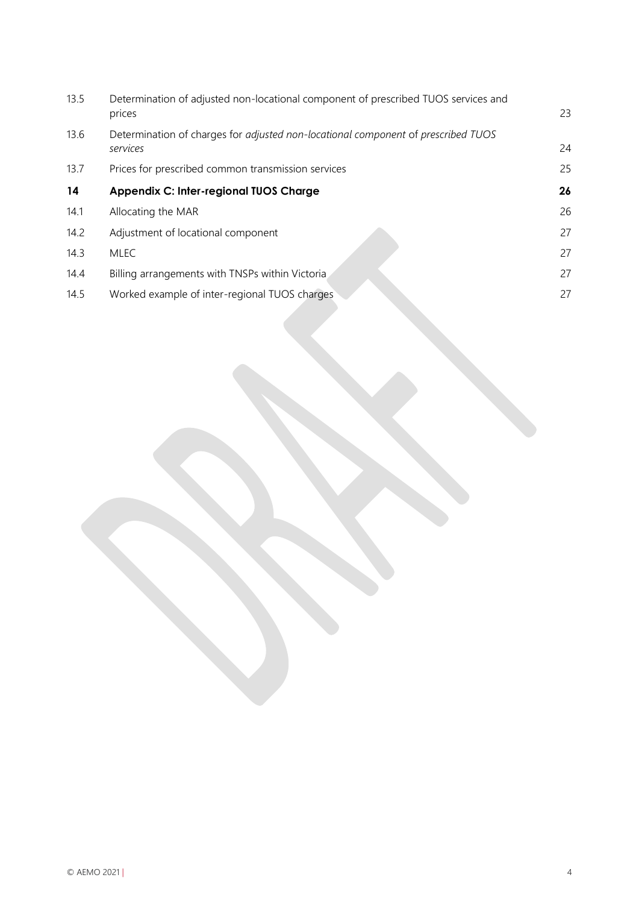| | | |
|---|---|---|
| 13.5 | Determination of adjusted non-locational component of prescribed TUOS services and prices | 23 |
| 13.6 | Determination of charges for *adjusted non-locational component* of *prescribed TUOS services* | 24 |
| 13.7 | Prices for prescribed common transmission services | 25 |
| **14** | **Appendix C: Inter-regional TUOS Charge** | **26** |
| 14.1 | Allocating the MAR | 26 |
| 14.2 | Adjustment of locational component | 27 |
| 14.3 | MLEC | 27 |
| 14.4 | Billing arrangements with TNSPs within Victoria | 27 |
| 14.5 | Worked example of inter-regional TUOS charges | 27 |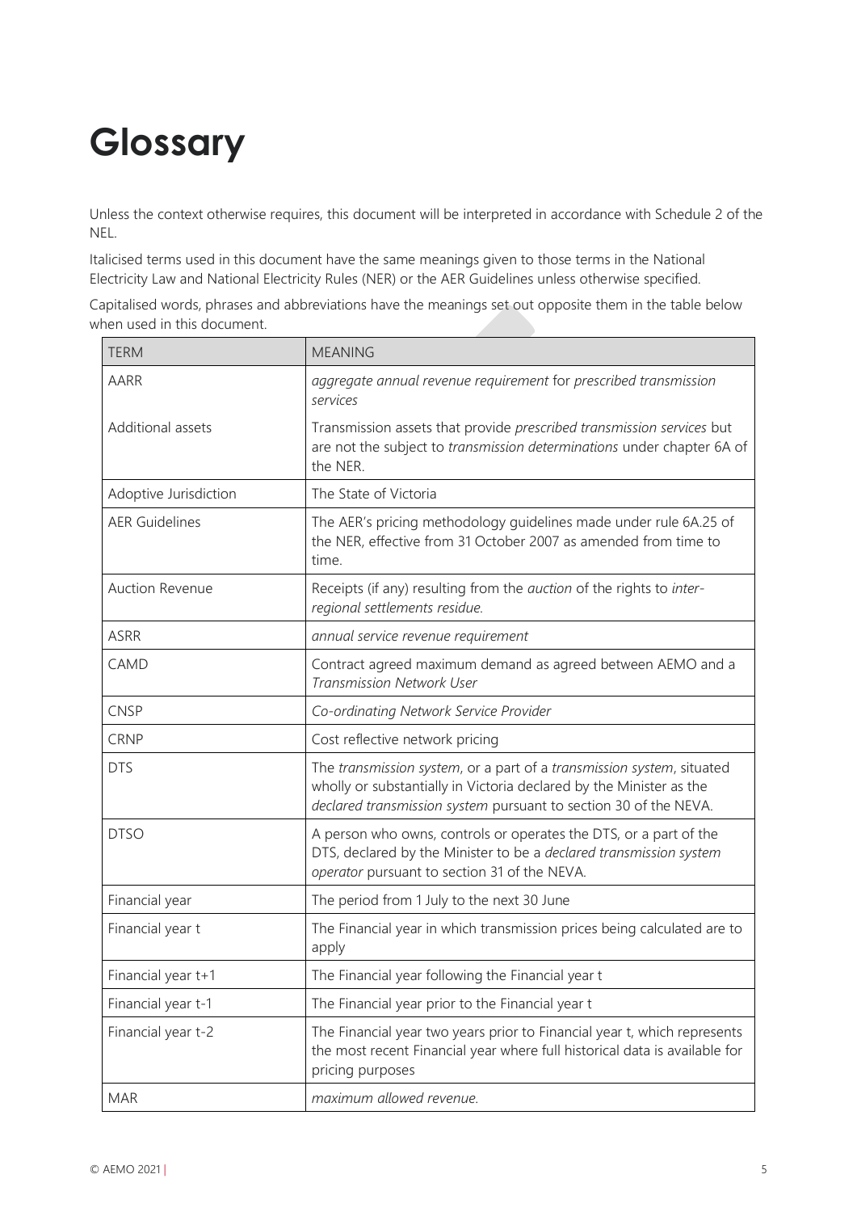# Glossary

Unless the context otherwise requires, this document will be interpreted in accordance with Schedule 2 of the NEL.

Italicised terms used in this document have the same meanings given to those terms in the National Electricity Law and National Electricity Rules (NER) or the AER Guidelines unless otherwise specified.

Capitalised words, phrases and abbreviations have the meanings set out opposite them in the table below when used in this document.

| TERM | MEANING |
|---|---|
| AARR | *aggregate annual revenue requirement* for *prescribed transmission services* |
| Additional assets | Transmission assets that provide *prescribed transmission services* but are not the subject to *transmission determinations* under chapter 6A of the NER. |
| Adoptive Jurisdiction | The State of Victoria |
| AER Guidelines | The AER's pricing methodology guidelines made under rule 6A.25 of the NER, effective from 31 October 2007 as amended from time to time. |
| Auction Revenue | Receipts (if any) resulting from the *auction* of the rights to *inter-regional settlements residue.* |
| ASRR | *annual service revenue requirement* |
| CAMD | Contract agreed maximum demand as agreed between AEMO and a *Transmission Network User* |
| CNSP | *Co-ordinating Network Service Provider* |
| CRNP | Cost reflective network pricing |
| DTS | The *transmission system*, or a part of a *transmission system*, situated wholly or substantially in Victoria declared by the Minister as the *declared transmission system* pursuant to section 30 of the NEVA. |
| DTSO | A person who owns, controls or operates the DTS, or a part of the DTS, declared by the Minister to be a *declared transmission system operator* pursuant to section 31 of the NEVA. |
| Financial year | The period from 1 July to the next 30 June |
| Financial year t | The Financial year in which transmission prices being calculated are to apply |
| Financial year t+1 | The Financial year following the Financial year t |
| Financial year t-1 | The Financial year prior to the Financial year t |
| Financial year t-2 | The Financial year two years prior to Financial year t, which represents the most recent Financial year where full historical data is available for pricing purposes |
| MAR | *maximum allowed revenue.* |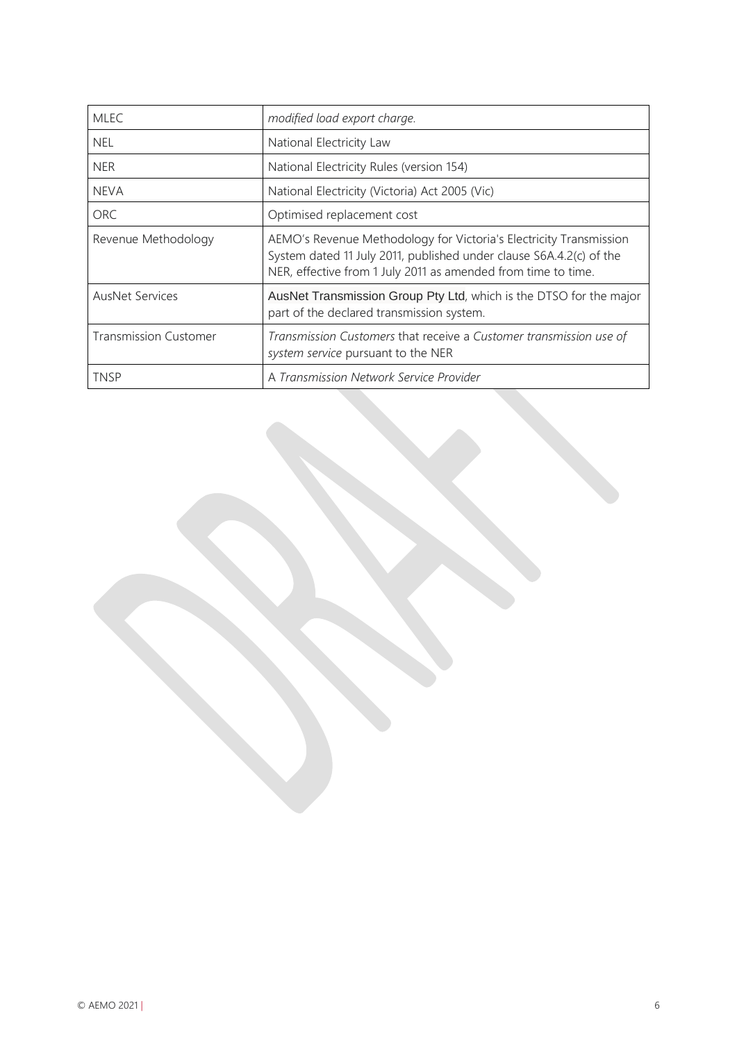| | |
|---|---|
| MLEC | *modified load export charge.* |
| NEL | National Electricity Law |
| NER | National Electricity Rules (version 154) |
| NEVA | National Electricity (Victoria) Act 2005 (Vic) |
| ORC | Optimised replacement cost |
| Revenue Methodology | AEMO's Revenue Methodology for Victoria's Electricity Transmission System dated 11 July 2011, published under clause S6A.4.2(c) of the NER, effective from 1 July 2011 as amended from time to time. |
| AusNet Services | AusNet Transmission Group Pty Ltd, which is the DTSO for the major part of the declared transmission system. |
| Transmission Customer | *Transmission Customers* that receive a *Customer transmission use of system service* pursuant to the NER |
| TNSP | A *Transmission Network Service Provider* |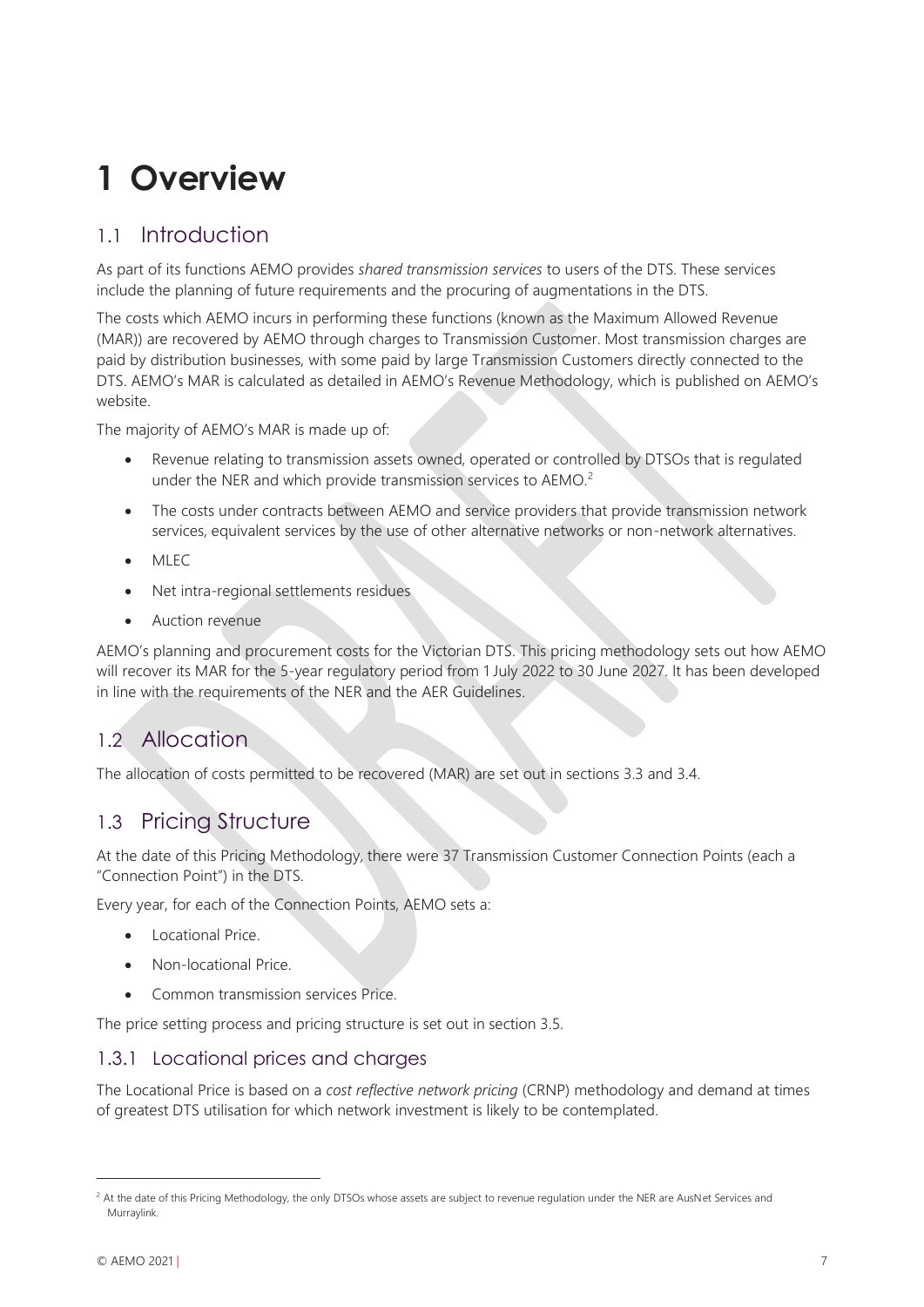# 1 Overview

## 1.1 Introduction

As part of its functions AEMO provides *shared transmission services* to users of the DTS. These services include the planning of future requirements and the procuring of augmentations in the DTS.

The costs which AEMO incurs in performing these functions (known as the Maximum Allowed Revenue (MAR)) are recovered by AEMO through charges to Transmission Customer. Most transmission charges are paid by distribution businesses, with some paid by large Transmission Customers directly connected to the DTS. AEMO's MAR is calculated as detailed in AEMO's Revenue Methodology, which is published on AEMO's website.

The majority of AEMO's MAR is made up of:

- Revenue relating to transmission assets owned, operated or controlled by DTSOs that is regulated under the NER and which provide transmission services to AEMO.[2]
- The costs under contracts between AEMO and service providers that provide transmission network services, equivalent services by the use of other alternative networks or non-network alternatives.
- MLEC
- Net intra-regional settlements residues
- Auction revenue

AEMO's planning and procurement costs for the Victorian DTS. This pricing methodology sets out how AEMO will recover its MAR for the 5-year regulatory period from 1 July 2022 to 30 June 2027. It has been developed in line with the requirements of the NER and the AER Guidelines.

## 1.2 Allocation

The allocation of costs permitted to be recovered (MAR) are set out in sections 3.3 and 3.4.

## 1.3 Pricing Structure

At the date of this Pricing Methodology, there were 37 Transmission Customer Connection Points (each a "Connection Point") in the DTS.

Every year, for each of the Connection Points, AEMO sets a:

- Locational Price.
- Non-locational Price.
- Common transmission services Price.

The price setting process and pricing structure is set out in section 3.5.

### 1.3.1 Locational prices and charges

The Locational Price is based on a *cost reflective network pricing* (CRNP) methodology and demand at times of greatest DTS utilisation for which network investment is likely to be contemplated.

[2] At the date of this Pricing Methodology, the only DTSOs whose assets are subject to revenue regulation under the NER are AusNet Services and Murraylink.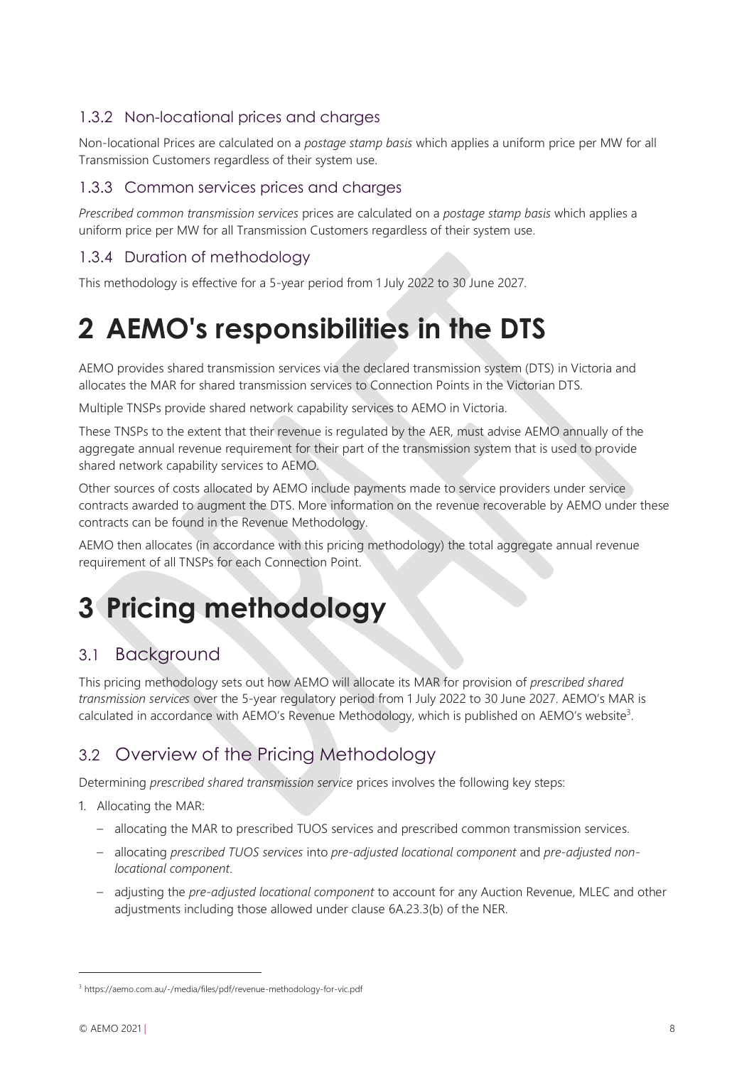### 1.3.2 Non-locational prices and charges

Non-locational Prices are calculated on a *postage stamp basis* which applies a uniform price per MW for all Transmission Customers regardless of their system use.

### 1.3.3 Common services prices and charges

*Prescribed common transmission services* prices are calculated on a *postage stamp basis* which applies a uniform price per MW for all Transmission Customers regardless of their system use.

### 1.3.4 Duration of methodology

This methodology is effective for a 5-year period from 1 July 2022 to 30 June 2027.

# 2 AEMO's responsibilities in the DTS

AEMO provides shared transmission services via the declared transmission system (DTS) in Victoria and allocates the MAR for shared transmission services to Connection Points in the Victorian DTS.

Multiple TNSPs provide shared network capability services to AEMO in Victoria.

These TNSPs to the extent that their revenue is regulated by the AER, must advise AEMO annually of the aggregate annual revenue requirement for their part of the transmission system that is used to provide shared network capability services to AEMO.

Other sources of costs allocated by AEMO include payments made to service providers under service contracts awarded to augment the DTS. More information on the revenue recoverable by AEMO under these contracts can be found in the Revenue Methodology.

AEMO then allocates (in accordance with this pricing methodology) the total aggregate annual revenue requirement of all TNSPs for each Connection Point.

# 3 Pricing methodology

## 3.1 Background

This pricing methodology sets out how AEMO will allocate its MAR for provision of *prescribed shared transmission services* over the 5-year regulatory period from 1 July 2022 to 30 June 2027. AEMO's MAR is calculated in accordance with AEMO's Revenue Methodology, which is published on AEMO's website[3].

## 3.2 Overview of the Pricing Methodology

Determining *prescribed shared transmission service* prices involves the following key steps:

1. Allocating the MAR:
   - allocating the MAR to prescribed TUOS services and prescribed common transmission services.
   - allocating *prescribed TUOS services* into *pre-adjusted locational component* and *pre-adjusted non-locational component*.
   - adjusting the *pre-adjusted locational component* to account for any Auction Revenue, MLEC and other adjustments including those allowed under clause 6A.23.3(b) of the NER.

[3] https://aemo.com.au/-/media/files/pdf/revenue-methodology-for-vic.pdf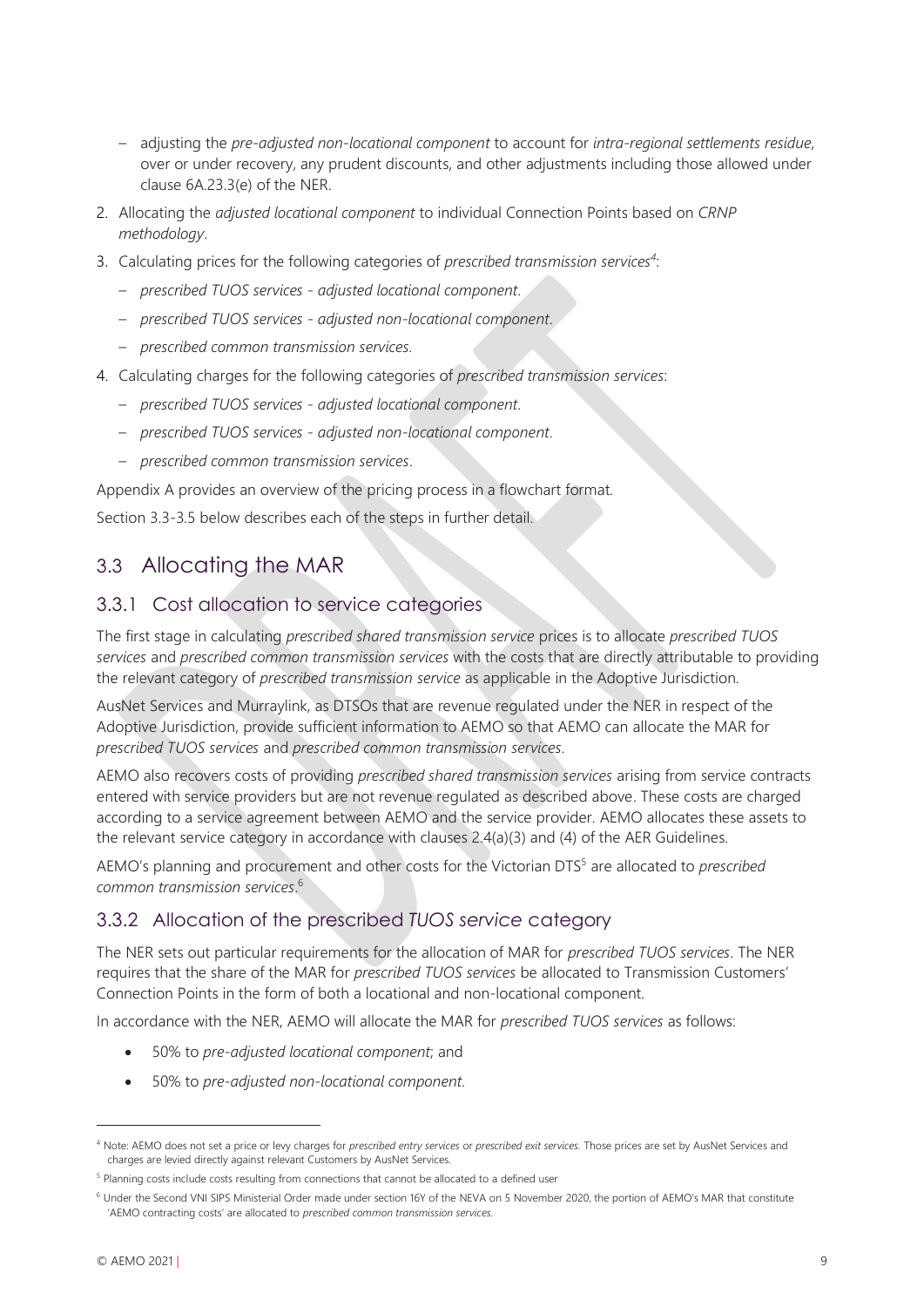- adjusting the *pre-adjusted non-locational component* to account for *intra-regional settlements residue*, over or under recovery, any prudent discounts, and other adjustments including those allowed under clause 6A.23.3(e) of the NER.

2. Allocating the *adjusted locational component* to individual Connection Points based on *CRNP methodology*.
3. Calculating prices for the following categories of *prescribed transmission services*[4]:
   - *prescribed TUOS services - adjusted locational component*.
   - *prescribed TUOS services - adjusted non-locational component*.
   - *prescribed common transmission services.*
4. Calculating charges for the following categories of *prescribed transmission services*:
   - *prescribed TUOS services - adjusted locational component*.
   - *prescribed TUOS services - adjusted non-locational component*.
   - *prescribed common transmission services*.

Appendix A provides an overview of the pricing process in a flowchart format.

Section 3.3-3.5 below describes each of the steps in further detail.

## 3.3 Allocating the MAR

### 3.3.1 Cost allocation to service categories

The first stage in calculating *prescribed shared transmission service* prices is to allocate *prescribed TUOS services* and *prescribed common transmission services* with the costs that are directly attributable to providing the relevant category of *prescribed transmission service* as applicable in the Adoptive Jurisdiction.

AusNet Services and Murraylink, as DTSOs that are revenue regulated under the NER in respect of the Adoptive Jurisdiction, provide sufficient information to AEMO so that AEMO can allocate the MAR for *prescribed TUOS services* and *prescribed common transmission services*.

AEMO also recovers costs of providing *prescribed shared transmission services* arising from service contracts entered with service providers but are not revenue regulated as described above. These costs are charged according to a service agreement between AEMO and the service provider. AEMO allocates these assets to the relevant service category in accordance with clauses 2.4(a)(3) and (4) of the AER Guidelines.

AEMO's planning and procurement and other costs for the Victorian DTS[5] are allocated to *prescribed common transmission services*.[6]

### 3.3.2 Allocation of the prescribed *TUOS service* category

The NER sets out particular requirements for the allocation of MAR for *prescribed TUOS services*. The NER requires that the share of the MAR for *prescribed TUOS services* be allocated to Transmission Customers' Connection Points in the form of both a locational and non-locational component.

In accordance with the NER, AEMO will allocate the MAR for *prescribed TUOS services* as follows:

- 50% to *pre-adjusted locational component*; and
- 50% to *pre-adjusted non-locational component*.

---

[4] Note: AEMO does not set a price or levy charges for *prescribed entry services* or *prescribed exit services*. Those prices are set by AusNet Services and charges are levied directly against relevant Customers by AusNet Services.

[5] Planning costs include costs resulting from connections that cannot be allocated to a defined user

[6] Under the Second VNI SIPS Ministerial Order made under section 16Y of the NEVA on 5 November 2020, the portion of AEMO's MAR that constitute 'AEMO contracting costs' are allocated to *prescribed common transmission services*.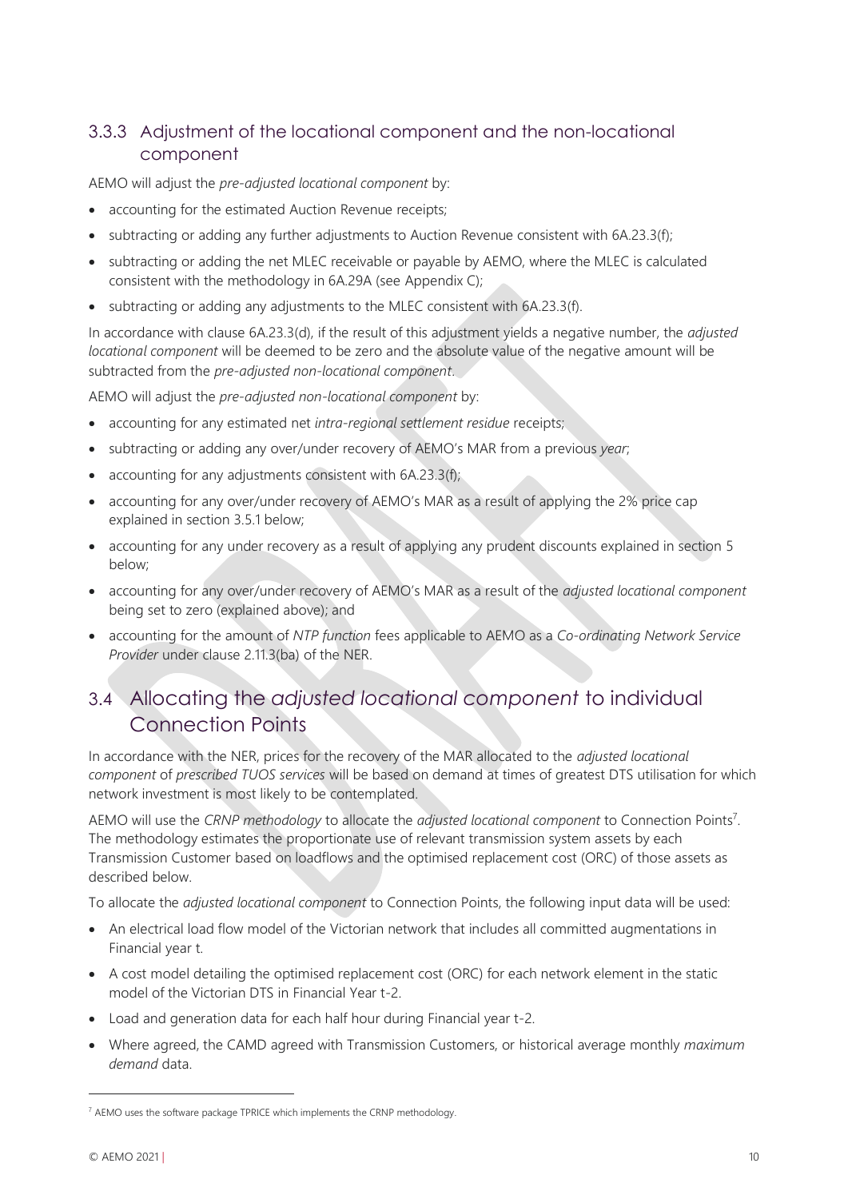### 3.3.3 Adjustment of the locational component and the non-locational component

AEMO will adjust the *pre-adjusted locational component* by:

- accounting for the estimated Auction Revenue receipts;
- subtracting or adding any further adjustments to Auction Revenue consistent with 6A.23.3(f);
- subtracting or adding the net MLEC receivable or payable by AEMO, where the MLEC is calculated consistent with the methodology in 6A.29A (see Appendix C);
- subtracting or adding any adjustments to the MLEC consistent with 6A.23.3(f).

In accordance with clause 6A.23.3(d), if the result of this adjustment yields a negative number, the *adjusted locational component* will be deemed to be zero and the absolute value of the negative amount will be subtracted from the *pre-adjusted non-locational component*.

AEMO will adjust the *pre-adjusted non-locational component* by:

- accounting for any estimated net *intra-regional settlement residue* receipts;
- subtracting or adding any over/under recovery of AEMO's MAR from a previous *year*;
- accounting for any adjustments consistent with 6A.23.3(f);
- accounting for any over/under recovery of AEMO's MAR as a result of applying the 2% price cap explained in section 3.5.1 below;
- accounting for any under recovery as a result of applying any prudent discounts explained in section 5 below;
- accounting for any over/under recovery of AEMO's MAR as a result of the *adjusted locational component* being set to zero (explained above); and
- accounting for the amount of *NTP function* fees applicable to AEMO as a *Co-ordinating Network Service Provider* under clause 2.11.3(ba) of the NER.

## 3.4 Allocating the *adjusted locational component* to individual Connection Points

In accordance with the NER, prices for the recovery of the MAR allocated to the *adjusted locational component* of *prescribed TUOS services* will be based on demand at times of greatest DTS utilisation for which network investment is most likely to be contemplated.

AEMO will use the *CRNP methodology* to allocate the *adjusted locational component* to Connection Points[7]. The methodology estimates the proportionate use of relevant transmission system assets by each Transmission Customer based on loadflows and the optimised replacement cost (ORC) of those assets as described below.

To allocate the *adjusted locational component* to Connection Points, the following input data will be used:

- An electrical load flow model of the Victorian network that includes all committed augmentations in Financial year t.
- A cost model detailing the optimised replacement cost (ORC) for each network element in the static model of the Victorian DTS in Financial Year t-2.
- Load and generation data for each half hour during Financial year t-2.
- Where agreed, the CAMD agreed with Transmission Customers, or historical average monthly *maximum demand* data.

[7] AEMO uses the software package TPRICE which implements the CRNP methodology.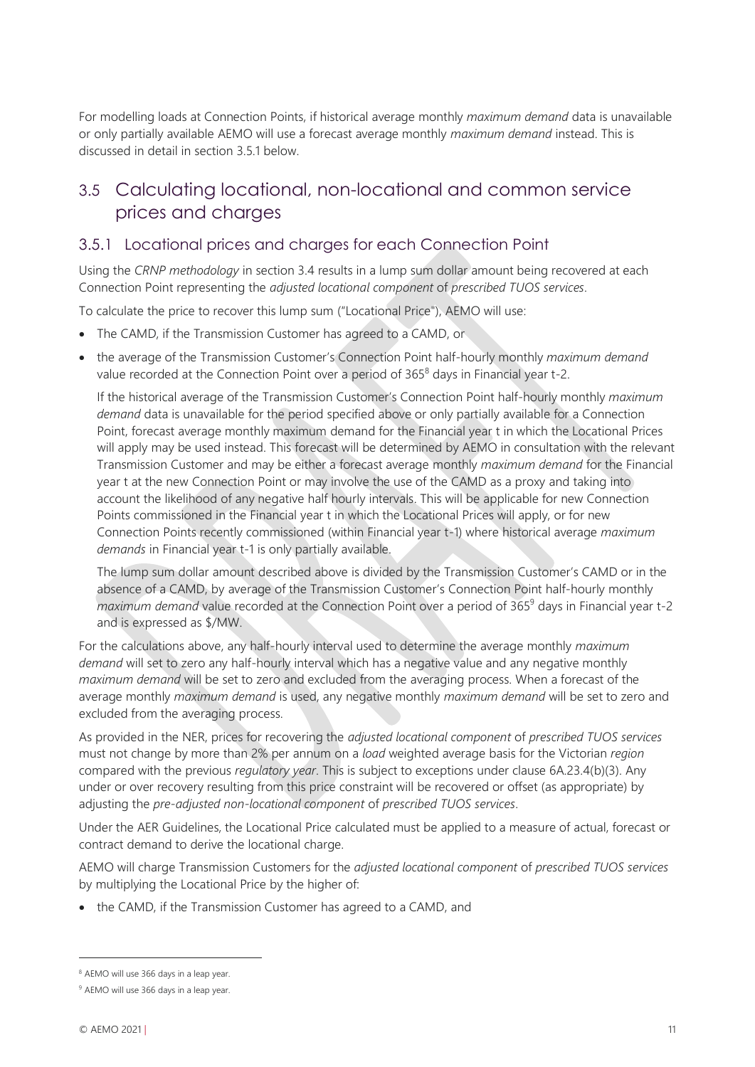For modelling loads at Connection Points, if historical average monthly *maximum demand* data is unavailable or only partially available AEMO will use a forecast average monthly *maximum demand* instead. This is discussed in detail in section 3.5.1 below.

## 3.5 Calculating locational, non-locational and common service prices and charges

### 3.5.1 Locational prices and charges for each Connection Point

Using the *CRNP methodology* in section 3.4 results in a lump sum dollar amount being recovered at each Connection Point representing the *adjusted locational component* of *prescribed TUOS services*.

To calculate the price to recover this lump sum ("Locational Price"), AEMO will use:

- The CAMD, if the Transmission Customer has agreed to a CAMD, or
- the average of the Transmission Customer's Connection Point half-hourly monthly *maximum demand* value recorded at the Connection Point over a period of 365[8] days in Financial year t-2.

  If the historical average of the Transmission Customer's Connection Point half-hourly monthly *maximum demand* data is unavailable for the period specified above or only partially available for a Connection Point, forecast average monthly maximum demand for the Financial year t in which the Locational Prices will apply may be used instead. This forecast will be determined by AEMO in consultation with the relevant Transmission Customer and may be either a forecast average monthly *maximum demand* for the Financial year t at the new Connection Point or may involve the use of the CAMD as a proxy and taking into account the likelihood of any negative half hourly intervals. This will be applicable for new Connection Points commissioned in the Financial year t in which the Locational Prices will apply, or for new Connection Points recently commissioned (within Financial year t-1) where historical average *maximum demands* in Financial year t-1 is only partially available.

  The lump sum dollar amount described above is divided by the Transmission Customer's CAMD or in the absence of a CAMD, by average of the Transmission Customer's Connection Point half-hourly monthly *maximum demand* value recorded at the Connection Point over a period of 365[9] days in Financial year t-2 and is expressed as $/MW.

For the calculations above, any half-hourly interval used to determine the average monthly *maximum demand* will set to zero any half-hourly interval which has a negative value and any negative monthly *maximum demand* will be set to zero and excluded from the averaging process. When a forecast of the average monthly *maximum demand* is used, any negative monthly *maximum demand* will be set to zero and excluded from the averaging process.

As provided in the NER, prices for recovering the *adjusted locational component* of *prescribed TUOS services* must not change by more than 2% per annum on a *load* weighted average basis for the Victorian *region* compared with the previous *regulatory year*. This is subject to exceptions under clause 6A.23.4(b)(3). Any under or over recovery resulting from this price constraint will be recovered or offset (as appropriate) by adjusting the *pre-adjusted non-locational component* of *prescribed TUOS services*.

Under the AER Guidelines, the Locational Price calculated must be applied to a measure of actual, forecast or contract demand to derive the locational charge.

AEMO will charge Transmission Customers for the *adjusted locational component* of *prescribed TUOS services* by multiplying the Locational Price by the higher of:

- the CAMD, if the Transmission Customer has agreed to a CAMD, and

---

[8] AEMO will use 366 days in a leap year.

[9] AEMO will use 366 days in a leap year.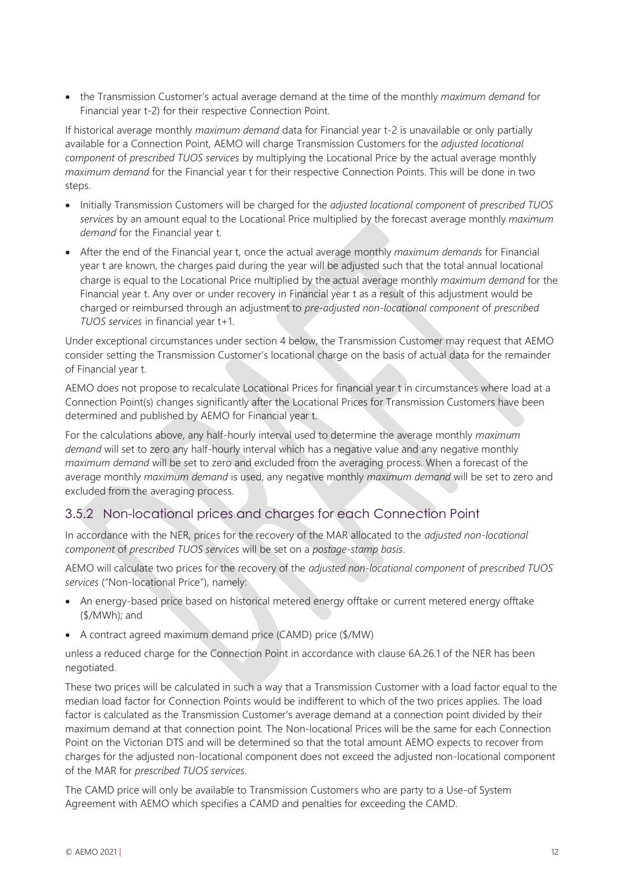- the Transmission Customer's actual average demand at the time of the monthly *maximum demand* for Financial year t-2) for their respective Connection Point.

If historical average monthly *maximum demand* data for Financial year t-2 is unavailable or only partially available for a Connection Point, AEMO will charge Transmission Customers for the *adjusted locational component* of *prescribed TUOS services* by multiplying the Locational Price by the actual average monthly *maximum demand* for the Financial year t for their respective Connection Points. This will be done in two steps.

- Initially Transmission Customers will be charged for the *adjusted locational component* of *prescribed TUOS services* by an amount equal to the Locational Price multiplied by the forecast average monthly *maximum demand* for the Financial year t.
- After the end of the Financial year t, once the actual average monthly *maximum demands* for Financial year t are known, the charges paid during the year will be adjusted such that the total annual locational charge is equal to the Locational Price multiplied by the actual average monthly *maximum demand* for the Financial year t. Any over or under recovery in Financial year t as a result of this adjustment would be charged or reimbursed through an adjustment to *pre-adjusted non-locational component* of *prescribed TUOS services* in financial year t+1.

Under exceptional circumstances under section 4 below, the Transmission Customer may request that AEMO consider setting the Transmission Customer's locational charge on the basis of actual data for the remainder of Financial year t.

AEMO does not propose to recalculate Locational Prices for financial year t in circumstances where load at a Connection Point(s) changes significantly after the Locational Prices for Transmission Customers have been determined and published by AEMO for Financial year t.

For the calculations above, any half-hourly interval used to determine the average monthly *maximum demand* will set to zero any half-hourly interval which has a negative value and any negative monthly *maximum demand* will be set to zero and excluded from the averaging process. When a forecast of the average monthly *maximum demand* is used, any negative monthly *maximum demand* will be set to zero and excluded from the averaging process.

### 3.5.2 Non-locational prices and charges for each Connection Point

In accordance with the NER, prices for the recovery of the MAR allocated to the *adjusted non-locational component* of *prescribed TUOS services* will be set on a *postage-stamp basis*.

AEMO will calculate two prices for the recovery of the *adjusted non-locational component* of *prescribed TUOS services* ("Non-locational Price"), namely:

- An energy-based price based on historical metered energy offtake or current metered energy offtake ($/MWh); and
- A contract agreed maximum demand price (CAMD) price ($/MW)

unless a reduced charge for the Connection Point in accordance with clause 6A.26.1 of the NER has been negotiated.

These two prices will be calculated in such a way that a Transmission Customer with a load factor equal to the median load factor for Connection Points would be indifferent to which of the two prices applies. The load factor is calculated as the Transmission Customer's average demand at a connection point divided by their maximum demand at that connection point. The Non-locational Prices will be the same for each Connection Point on the Victorian DTS and will be determined so that the total amount AEMO expects to recover from charges for the adjusted non-locational component does not exceed the adjusted non-locational component of the MAR for *prescribed TUOS services*.

The CAMD price will only be available to Transmission Customers who are party to a Use-of System Agreement with AEMO which specifies a CAMD and penalties for exceeding the CAMD.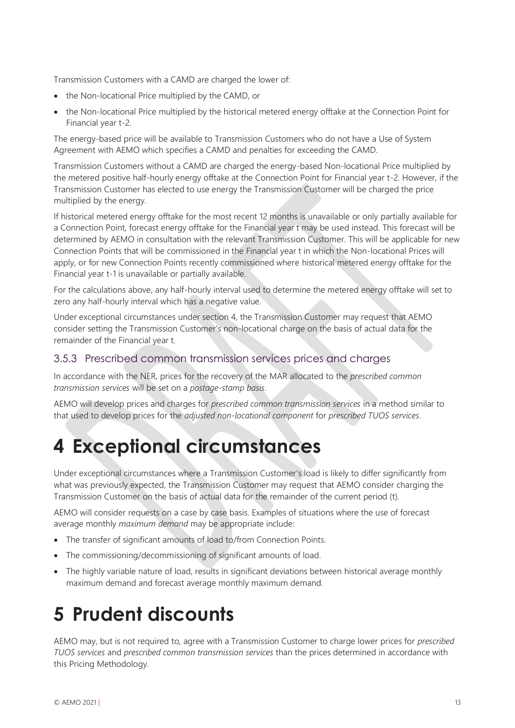Transmission Customers with a CAMD are charged the lower of:

- the Non-locational Price multiplied by the CAMD, or
- the Non-locational Price multiplied by the historical metered energy offtake at the Connection Point for Financial year t-2.

The energy-based price will be available to Transmission Customers who do not have a Use of System Agreement with AEMO which specifies a CAMD and penalties for exceeding the CAMD.

Transmission Customers without a CAMD are charged the energy-based Non-locational Price multiplied by the metered positive half-hourly energy offtake at the Connection Point for Financial year t-2. However, if the Transmission Customer has elected to use energy the Transmission Customer will be charged the price multiplied by the energy.

If historical metered energy offtake for the most recent 12 months is unavailable or only partially available for a Connection Point, forecast energy offtake for the Financial year t may be used instead. This forecast will be determined by AEMO in consultation with the relevant Transmission Customer. This will be applicable for new Connection Points that will be commissioned in the Financial year t in which the Non-locational Prices will apply, or for new Connection Points recently commissioned where historical metered energy offtake for the Financial year t-1 is unavailable or partially available.

For the calculations above, any half-hourly interval used to determine the metered energy offtake will set to zero any half-hourly interval which has a negative value.

Under exceptional circumstances under section 4, the Transmission Customer may request that AEMO consider setting the Transmission Customer's non-locational charge on the basis of actual data for the remainder of the Financial year t.

### 3.5.3 Prescribed common transmission services prices and charges

In accordance with the NER, prices for the recovery of the MAR allocated to the *prescribed common transmission services* will be set on a *postage-stamp basis*.

AEMO will develop prices and charges for *prescribed common transmission services* in a method similar to that used to develop prices for the *adjusted non-locational component* for *prescribed TUOS services*.

# 4 Exceptional circumstances

Under exceptional circumstances where a Transmission Customer's load is likely to differ significantly from what was previously expected, the Transmission Customer may request that AEMO consider charging the Transmission Customer on the basis of actual data for the remainder of the current period (t).

AEMO will consider requests on a case by case basis. Examples of situations where the use of forecast average monthly *maximum demand* may be appropriate include:

- The transfer of significant amounts of load to/from Connection Points.
- The commissioning/decommissioning of significant amounts of load.
- The highly variable nature of load, results in significant deviations between historical average monthly maximum demand and forecast average monthly maximum demand.

# 5 Prudent discounts

AEMO may, but is not required to, agree with a Transmission Customer to charge lower prices for *prescribed TUOS services* and *prescribed common transmission services* than the prices determined in accordance with this Pricing Methodology.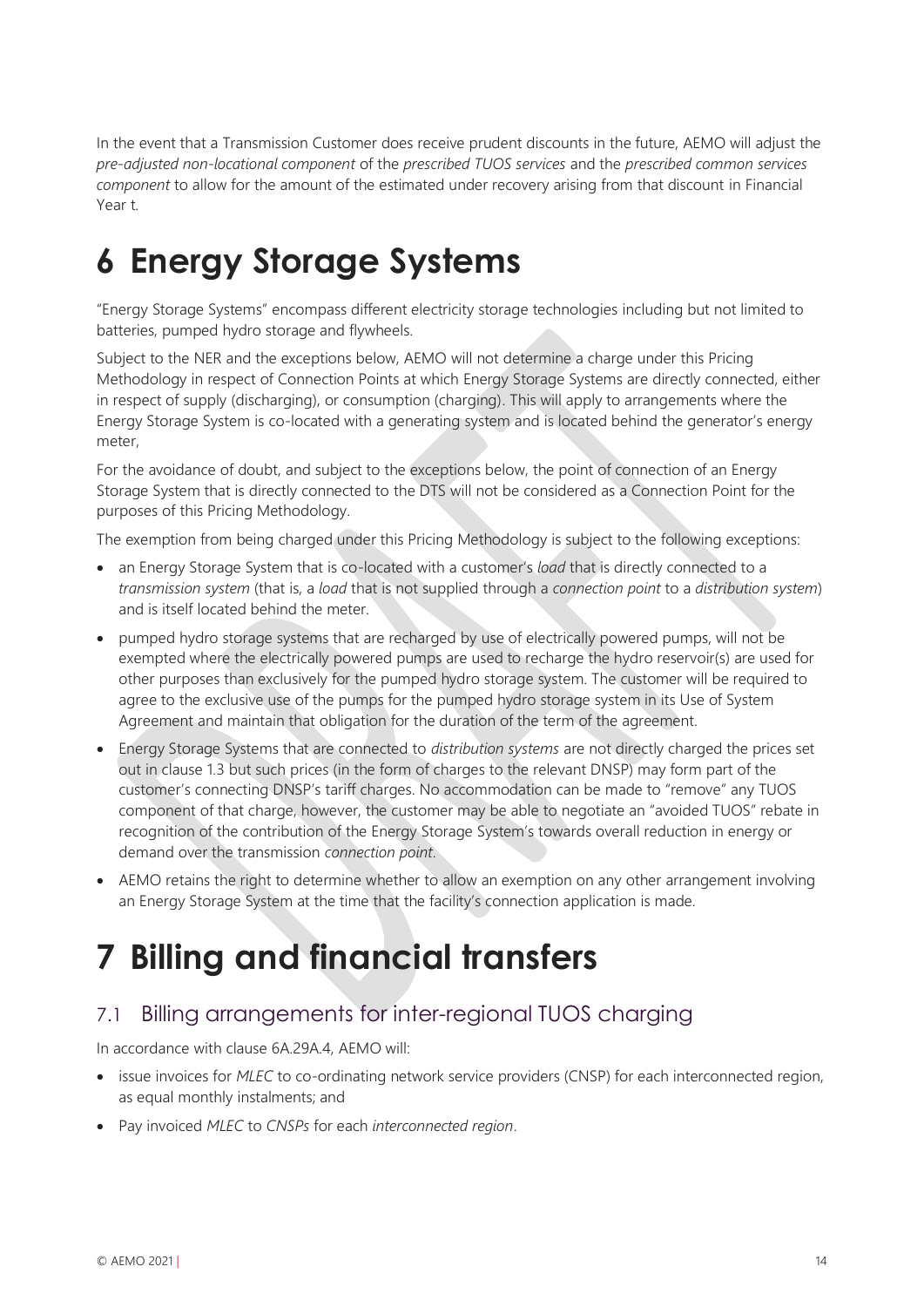In the event that a Transmission Customer does receive prudent discounts in the future, AEMO will adjust the *pre-adjusted non-locational component* of the *prescribed TUOS services* and the *prescribed common services component* to allow for the amount of the estimated under recovery arising from that discount in Financial Year t.

# 6 Energy Storage Systems

"Energy Storage Systems" encompass different electricity storage technologies including but not limited to batteries, pumped hydro storage and flywheels.

Subject to the NER and the exceptions below, AEMO will not determine a charge under this Pricing Methodology in respect of Connection Points at which Energy Storage Systems are directly connected, either in respect of supply (discharging), or consumption (charging). This will apply to arrangements where the Energy Storage System is co-located with a generating system and is located behind the generator's energy meter,

For the avoidance of doubt, and subject to the exceptions below, the point of connection of an Energy Storage System that is directly connected to the DTS will not be considered as a Connection Point for the purposes of this Pricing Methodology.

The exemption from being charged under this Pricing Methodology is subject to the following exceptions:

- an Energy Storage System that is co-located with a customer's *load* that is directly connected to a *transmission system* (that is, a *load* that is not supplied through a *connection point* to a *distribution system*) and is itself located behind the meter.
- pumped hydro storage systems that are recharged by use of electrically powered pumps, will not be exempted where the electrically powered pumps are used to recharge the hydro reservoir(s) are used for other purposes than exclusively for the pumped hydro storage system. The customer will be required to agree to the exclusive use of the pumps for the pumped hydro storage system in its Use of System Agreement and maintain that obligation for the duration of the term of the agreement.
- Energy Storage Systems that are connected to *distribution systems* are not directly charged the prices set out in clause 1.3 but such prices (in the form of charges to the relevant DNSP) may form part of the customer's connecting DNSP's tariff charges. No accommodation can be made to "remove" any TUOS component of that charge, however, the customer may be able to negotiate an "avoided TUOS" rebate in recognition of the contribution of the Energy Storage System's towards overall reduction in energy or demand over the transmission *connection point*.
- AEMO retains the right to determine whether to allow an exemption on any other arrangement involving an Energy Storage System at the time that the facility's connection application is made.

# 7 Billing and financial transfers

## 7.1 Billing arrangements for inter-regional TUOS charging

In accordance with clause 6A.29A.4, AEMO will:

- issue invoices for *MLEC* to co-ordinating network service providers (CNSP) for each interconnected region, as equal monthly instalments; and
- Pay invoiced *MLEC* to *CNSPs* for each *interconnected region*.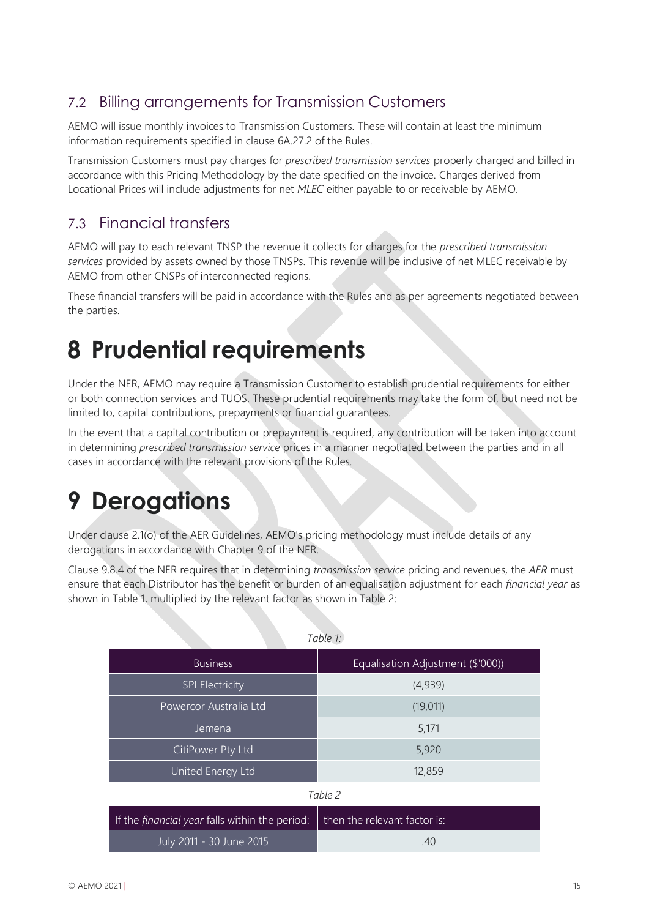## 7.2 Billing arrangements for Transmission Customers

AEMO will issue monthly invoices to Transmission Customers. These will contain at least the minimum information requirements specified in clause 6A.27.2 of the Rules.

Transmission Customers must pay charges for *prescribed transmission services* properly charged and billed in accordance with this Pricing Methodology by the date specified on the invoice. Charges derived from Locational Prices will include adjustments for net *MLEC* either payable to or receivable by AEMO.

## 7.3 Financial transfers

AEMO will pay to each relevant TNSP the revenue it collects for charges for the *prescribed transmission services* provided by assets owned by those TNSPs. This revenue will be inclusive of net MLEC receivable by AEMO from other CNSPs of interconnected regions.

These financial transfers will be paid in accordance with the Rules and as per agreements negotiated between the parties.

# 8 Prudential requirements

Under the NER, AEMO may require a Transmission Customer to establish prudential requirements for either or both connection services and TUOS. These prudential requirements may take the form of, but need not be limited to, capital contributions, prepayments or financial guarantees.

In the event that a capital contribution or prepayment is required, any contribution will be taken into account in determining *prescribed transmission service* prices in a manner negotiated between the parties and in all cases in accordance with the relevant provisions of the Rules.

# 9 Derogations

Under clause 2.1(o) of the AER Guidelines, AEMO's pricing methodology must include details of any derogations in accordance with Chapter 9 of the NER.

Clause 9.8.4 of the NER requires that in determining *transmission service* pricing and revenues, the *AER* must ensure that each Distributor has the benefit or burden of an equalisation adjustment for each *financial year* as shown in Table 1, multiplied by the relevant factor as shown in Table 2:

*Table 1:*

| Business | Equalisation Adjustment ($'000)) |
|---|---|
| SPI Electricity | (4,939) |
| Powercor Australia Ltd | (19,011) |
| Jemena | 5,171 |
| CitiPower Pty Ltd | 5,920 |
| United Energy Ltd | 12,859 |

*Table 2*

| If the *financial year* falls within the period: | then the relevant factor is: |
|---|---|
| July 2011 - 30 June 2015 | .40 |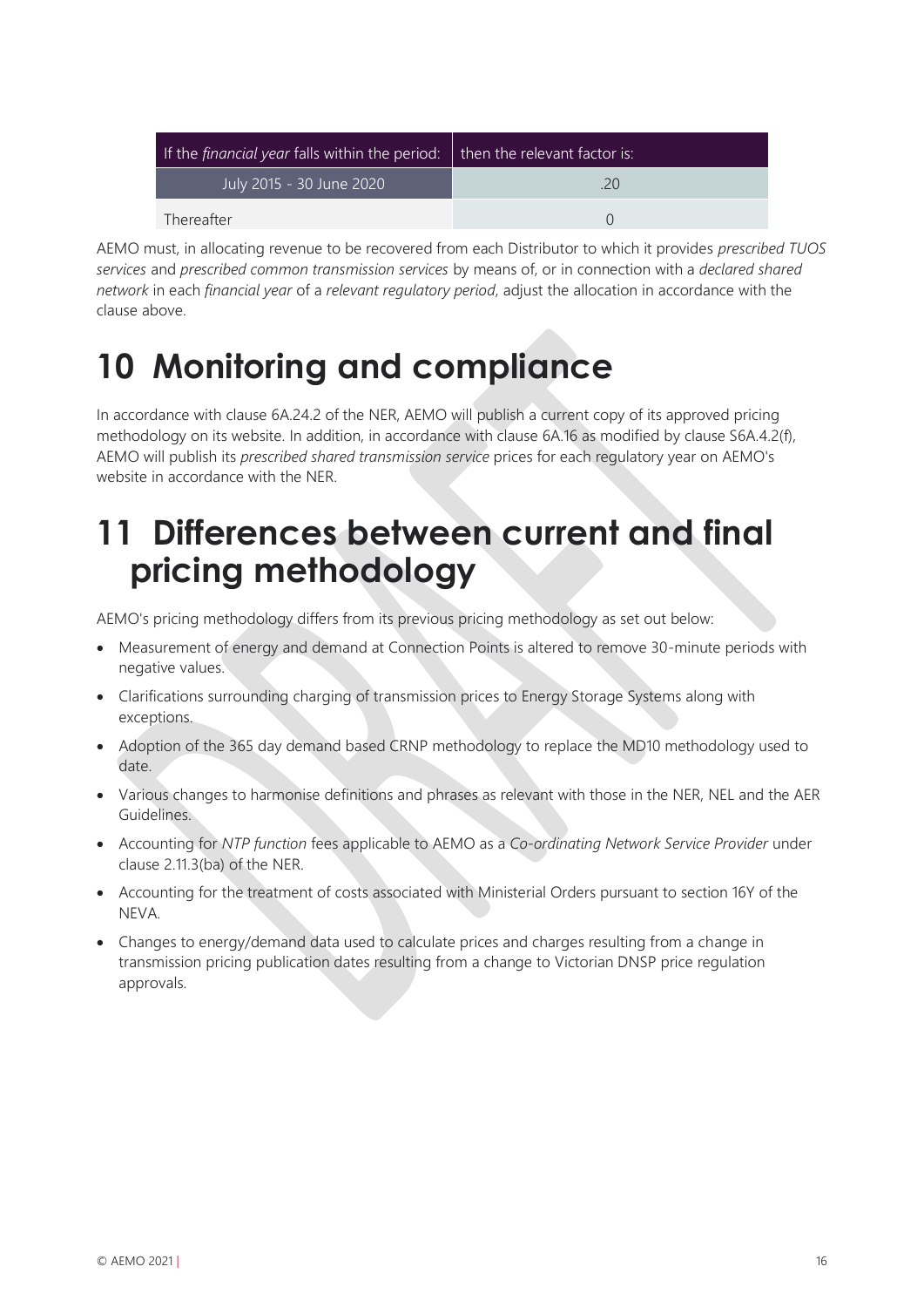| If the *financial year* falls within the period: | then the relevant factor is: |
|---|---|
| July 2015 - 30 June 2020 | .20 |
| Thereafter | 0 |

AEMO must, in allocating revenue to be recovered from each Distributor to which it provides *prescribed TUOS services* and *prescribed common transmission services* by means of, or in connection with a *declared shared network* in each *financial year* of a *relevant regulatory period*, adjust the allocation in accordance with the clause above.

# 10 Monitoring and compliance

In accordance with clause 6A.24.2 of the NER, AEMO will publish a current copy of its approved pricing methodology on its website. In addition, in accordance with clause 6A.16 as modified by clause S6A.4.2(f), AEMO will publish its *prescribed shared transmission service* prices for each regulatory year on AEMO's website in accordance with the NER.

# 11 Differences between current and final pricing methodology

AEMO's pricing methodology differs from its previous pricing methodology as set out below:

- Measurement of energy and demand at Connection Points is altered to remove 30-minute periods with negative values.
- Clarifications surrounding charging of transmission prices to Energy Storage Systems along with exceptions.
- Adoption of the 365 day demand based CRNP methodology to replace the MD10 methodology used to date.
- Various changes to harmonise definitions and phrases as relevant with those in the NER, NEL and the AER Guidelines.
- Accounting for *NTP function* fees applicable to AEMO as a *Co-ordinating Network Service Provider* under clause 2.11.3(ba) of the NER.
- Accounting for the treatment of costs associated with Ministerial Orders pursuant to section 16Y of the NEVA.
- Changes to energy/demand data used to calculate prices and charges resulting from a change in transmission pricing publication dates resulting from a change to Victorian DNSP price regulation approvals.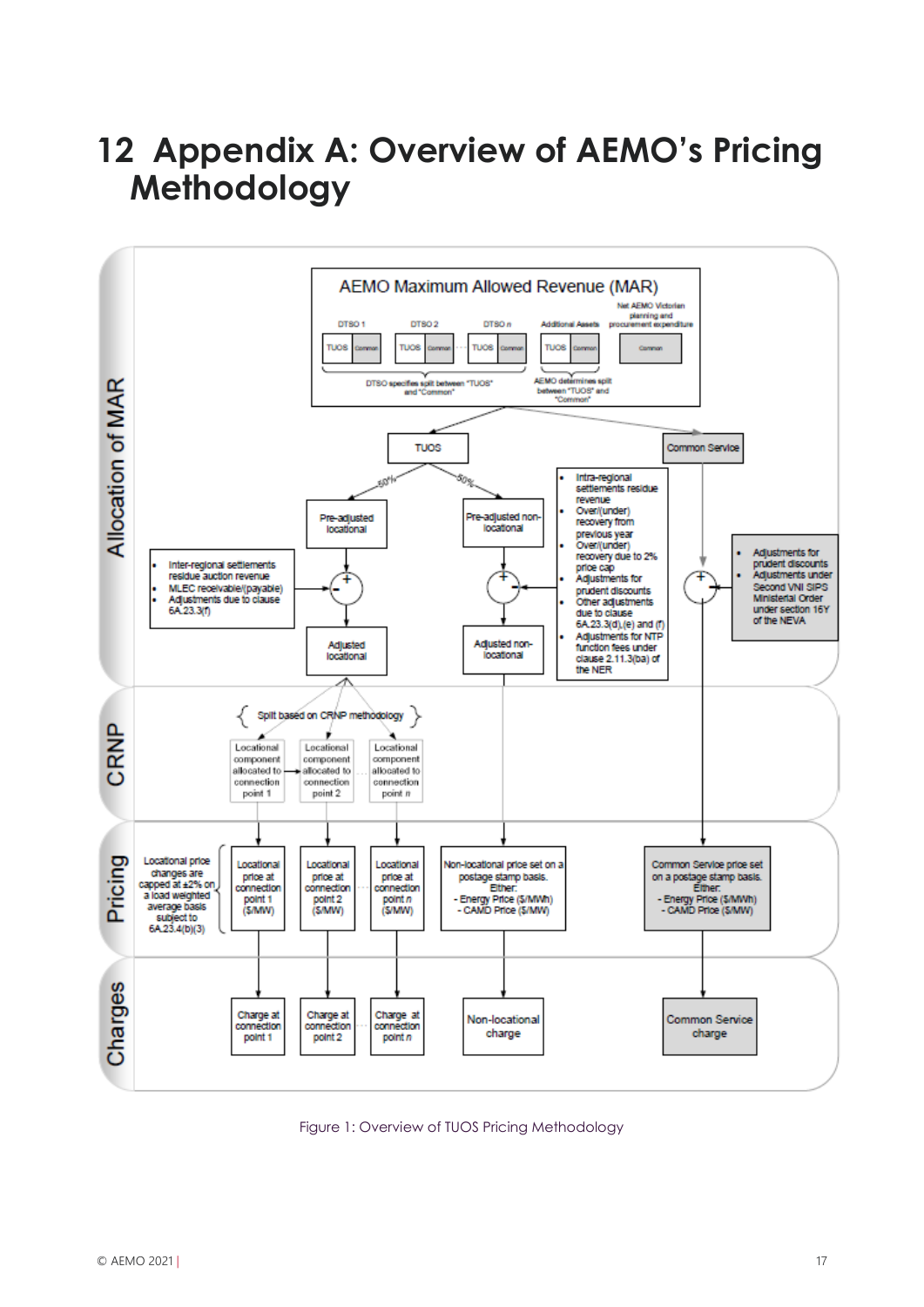# 12 Appendix A: Overview of AEMO's Pricing Methodology

Figure 1: Overview of TUOS Pricing Methodology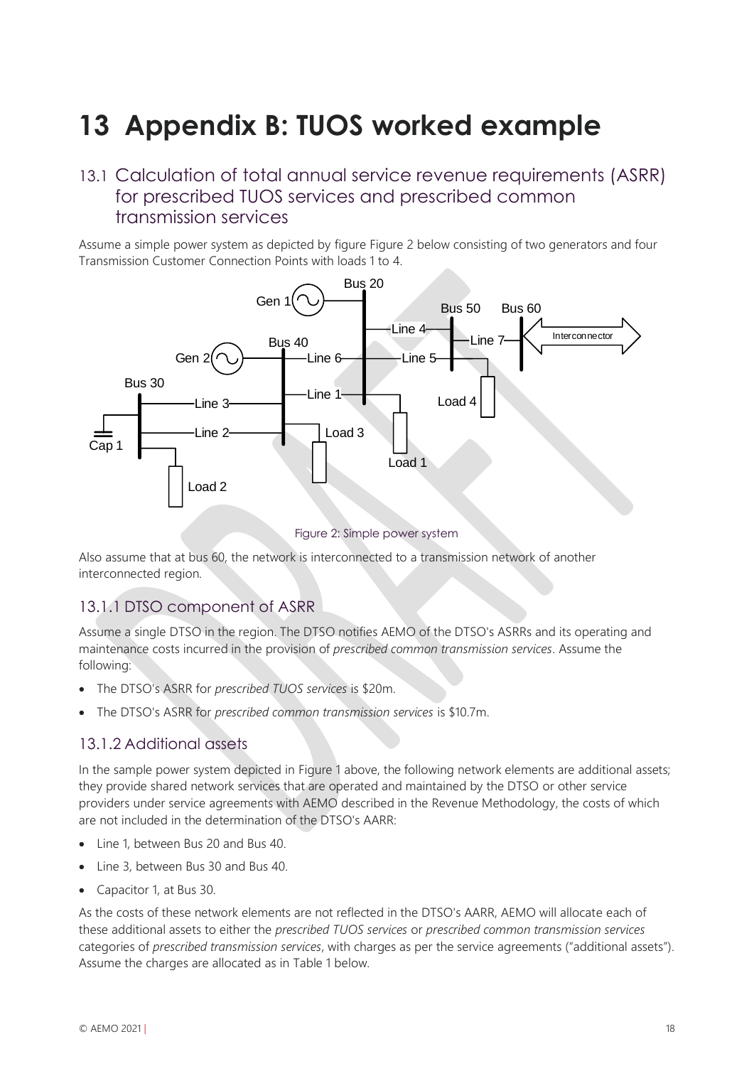# 13 Appendix B: TUOS worked example

## 13.1 Calculation of total annual service revenue requirements (ASRR) for prescribed TUOS services and prescribed common transmission services

Assume a simple power system as depicted by figure Figure 2 below consisting of two generators and four Transmission Customer Connection Points with loads 1 to 4.

Figure 2: Simple power system

Also assume that at bus 60, the network is interconnected to a transmission network of another interconnected region.

### 13.1.1 DTSO component of ASRR

Assume a single DTSO in the region. The DTSO notifies AEMO of the DTSO's ASRRs and its operating and maintenance costs incurred in the provision of *prescribed common transmission services*. Assume the following:

- The DTSO's ASRR for *prescribed TUOS services* is $20m.
- The DTSO's ASRR for *prescribed common transmission services* is $10.7m.

### 13.1.2 Additional assets

In the sample power system depicted in Figure 1 above, the following network elements are additional assets; they provide shared network services that are operated and maintained by the DTSO or other service providers under service agreements with AEMO described in the Revenue Methodology, the costs of which are not included in the determination of the DTSO's AARR:

- Line 1, between Bus 20 and Bus 40.
- Line 3, between Bus 30 and Bus 40.
- Capacitor 1, at Bus 30.

As the costs of these network elements are not reflected in the DTSO's AARR, AEMO will allocate each of these additional assets to either the *prescribed TUOS services* or *prescribed common transmission services* categories of *prescribed transmission services*, with charges as per the service agreements ("additional assets"). Assume the charges are allocated as in Table 1 below.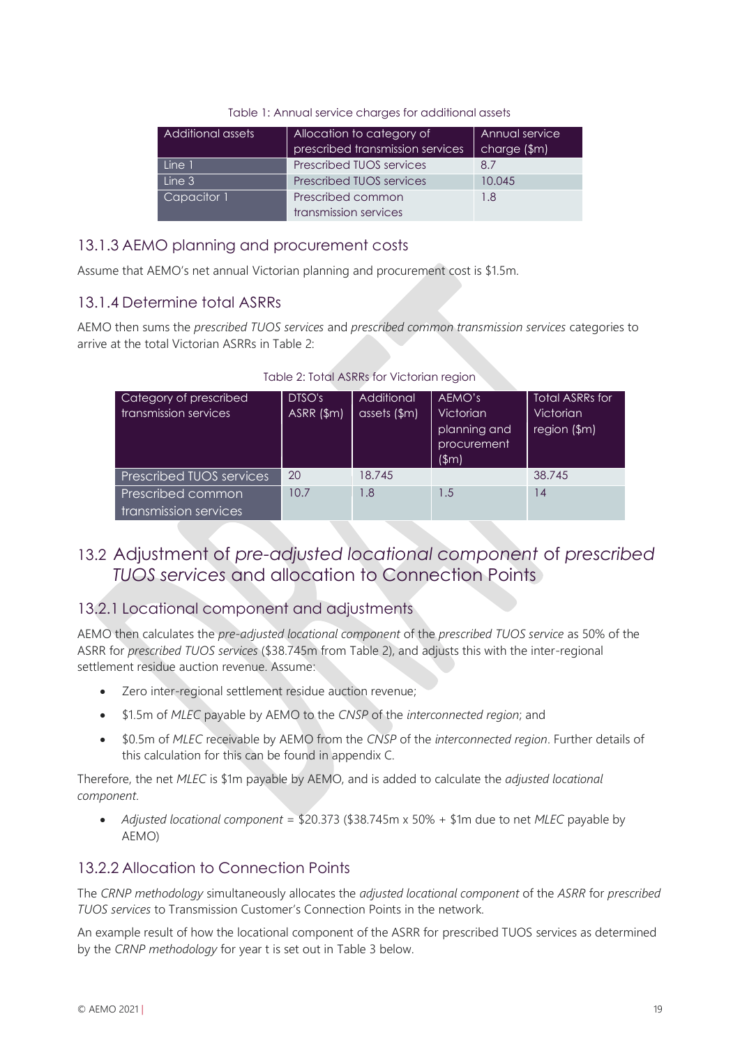Table 1: Annual service charges for additional assets

| Additional assets | Allocation to category of prescribed transmission services | Annual service charge ($m) |
| --- | --- | --- |
| Line 1 | Prescribed TUOS services | 8.7 |
| Line 3 | Prescribed TUOS services | 10.045 |
| Capacitor 1 | Prescribed common transmission services | 1.8 |

### 13.1.3 AEMO planning and procurement costs

Assume that AEMO's net annual Victorian planning and procurement cost is $1.5m.

### 13.1.4 Determine total ASRRs

AEMO then sums the *prescribed TUOS services* and *prescribed common transmission services* categories to arrive at the total Victorian ASRRs in Table 2:

Table 2: Total ASRRs for Victorian region

| Category of prescribed transmission services | DTSO's ASRR ($m) | Additional assets ($m) | AEMO's Victorian planning and procurement ($m) | Total ASRRs for Victorian region ($m) |
| --- | --- | --- | --- | --- |
| Prescribed TUOS services | 20 | 18.745 | | 38.745 |
| Prescribed common transmission services | 10.7 | 1.8 | 1.5 | 14 |

## 13.2 Adjustment of *pre-adjusted locational component* of *prescribed TUOS services* and allocation to Connection Points

### 13.2.1 Locational component and adjustments

AEMO then calculates the *pre-adjusted locational component* of the *prescribed TUOS service* as 50% of the ASRR for *prescribed TUOS services* ($38.745m from Table 2), and adjusts this with the inter-regional settlement residue auction revenue. Assume:

- Zero inter-regional settlement residue auction revenue;
- $1.5m of *MLEC* payable by AEMO to the *CNSP* of the *interconnected region*; and
- $0.5m of *MLEC* receivable by AEMO from the *CNSP* of the *interconnected region*. Further details of this calculation for this can be found in appendix C.

Therefore, the net *MLEC* is $1m payable by AEMO, and is added to calculate the *adjusted locational component*.

- *Adjusted locational component* = $20.373 ($38.745m x 50% + $1m due to net *MLEC* payable by AEMO)

### 13.2.2 Allocation to Connection Points

The *CRNP methodology* simultaneously allocates the *adjusted locational component* of the *ASRR* for *prescribed TUOS services* to Transmission Customer's Connection Points in the network.

An example result of how the locational component of the ASRR for prescribed TUOS services as determined by the *CRNP methodology* for year t is set out in Table 3 below.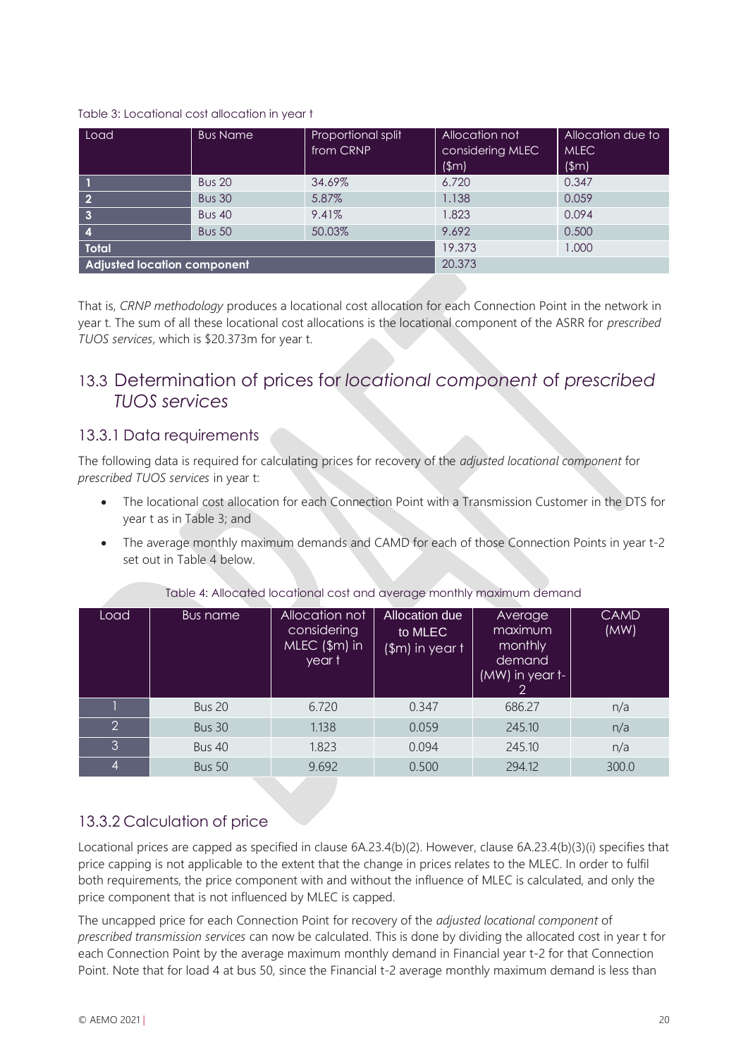Table 3: Locational cost allocation in year t

| Load | Bus Name | Proportional split from CRNP | Allocation not considering MLEC ($m) | Allocation due to MLEC ($m) |
|---|---|---|---|---|
| 1 | Bus 20 | 34.69% | 6.720 | 0.347 |
| 2 | Bus 30 | 5.87% | 1.138 | 0.059 |
| 3 | Bus 40 | 9.41% | 1.823 | 0.094 |
| 4 | Bus 50 | 50.03% | 9.692 | 0.500 |
| **Total** | | | 19.373 | 1.000 |
| **Adjusted location component** | | | 20.373 | |

That is, *CRNP methodology* produces a locational cost allocation for each Connection Point in the network in year t. The sum of all these locational cost allocations is the locational component of the ASRR for *prescribed TUOS services*, which is $20.373m for year t.

## 13.3 Determination of prices for *locational component* of *prescribed TUOS services*

### 13.3.1 Data requirements

The following data is required for calculating prices for recovery of the *adjusted locational component* for *prescribed TUOS services* in year t:

- The locational cost allocation for each Connection Point with a Transmission Customer in the DTS for year t as in Table 3; and
- The average monthly maximum demands and CAMD for each of those Connection Points in year t-2 set out in Table 4 below.

Table 4: Allocated locational cost and average monthly maximum demand

| Load | Bus name | Allocation not considering MLEC ($m) in year t | Allocation due to MLEC ($m) in year t | Average maximum monthly demand (MW) in year t-2 | CAMD (MW) |
|---|---|---|---|---|---|
| 1 | Bus 20 | 6.720 | 0.347 | 686.27 | n/a |
| 2 | Bus 30 | 1.138 | 0.059 | 245.10 | n/a |
| 3 | Bus 40 | 1.823 | 0.094 | 245.10 | n/a |
| 4 | Bus 50 | 9.692 | 0.500 | 294.12 | 300.0 |

### 13.3.2 Calculation of price

Locational prices are capped as specified in clause 6A.23.4(b)(2). However, clause 6A.23.4(b)(3)(i) specifies that price capping is not applicable to the extent that the change in prices relates to the MLEC. In order to fulfil both requirements, the price component with and without the influence of MLEC is calculated, and only the price component that is not influenced by MLEC is capped.

The uncapped price for each Connection Point for recovery of the *adjusted locational component* of *prescribed transmission services* can now be calculated. This is done by dividing the allocated cost in year t for each Connection Point by the average maximum monthly demand in Financial year t-2 for that Connection Point. Note that for load 4 at bus 50, since the Financial t-2 average monthly maximum demand is less than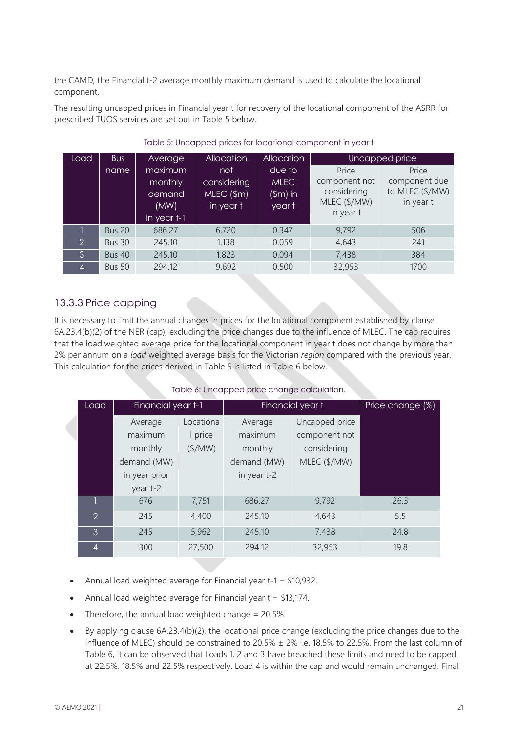the CAMD, the Financial t-2 average monthly maximum demand is used to calculate the locational component.

The resulting uncapped prices in Financial year t for recovery of the locational component of the ASRR for prescribed TUOS services are set out in Table 5 below.

Table 5: Uncapped prices for locational component in year t

| Load | Bus name | Average maximum monthly demand (MW) in year t-1 | Allocation not considering MLEC ($m) in year t | Allocation due to MLEC ($m) in year t | Uncapped price | |
|---|---|---|---|---|---|---|
| | | | | | Price component not considering MLEC ($/MW) in year t | Price component due to MLEC ($/MW) in year t |
| 1 | Bus 20 | 686.27 | 6.720 | 0.347 | 9,792 | 506 |
| 2 | Bus 30 | 245.10 | 1.138 | 0.059 | 4,643 | 241 |
| 3 | Bus 40 | 245.10 | 1.823 | 0.094 | 7,438 | 384 |
| 4 | Bus 50 | 294.12 | 9.692 | 0.500 | 32,953 | 1700 |

## 13.3.3 Price capping

It is necessary to limit the annual changes in prices for the locational component established by clause 6A.23.4(b)(2) of the NER (cap), excluding the price changes due to the influence of MLEC. The cap requires that the load weighted average price for the locational component in year t does not change by more than 2% per annum on a *load* weighted average basis for the Victorian *region* compared with the previous year. This calculation for the prices derived in Table 5 is listed in Table 6 below.

Table 6: Uncapped price change calculation.

| Load | Financial year t-1 | | Financial year t | | Price change (%) |
|---|---|---|---|---|---|
| | Average maximum monthly demand (MW) in year prior year t-2 | Locational price ($/MW) | Average maximum monthly demand (MW) in year t-2 | Uncapped price component not considering MLEC ($/MW) | |
| 1 | 676 | 7,751 | 686.27 | 9,792 | 26.3 |
| 2 | 245 | 4,400 | 245.10 | 4,643 | 5.5 |
| 3 | 245 | 5,962 | 245.10 | 7,438 | 24.8 |
| 4 | 300 | 27,500 | 294.12 | 32,953 | 19.8 |

- Annual load weighted average for Financial year t-1 = $10,932.
- Annual load weighted average for Financial year t = $13,174.
- Therefore, the annual load weighted change = 20.5%.
- By applying clause 6A.23.4(b)(2), the locational price change (excluding the price changes due to the influence of MLEC) should be constrained to 20.5% ± 2% i.e. 18.5% to 22.5%. From the last column of Table 6, it can be observed that Loads 1, 2 and 3 have breached these limits and need to be capped at 22.5%, 18.5% and 22.5% respectively. Load 4 is within the cap and would remain unchanged. Final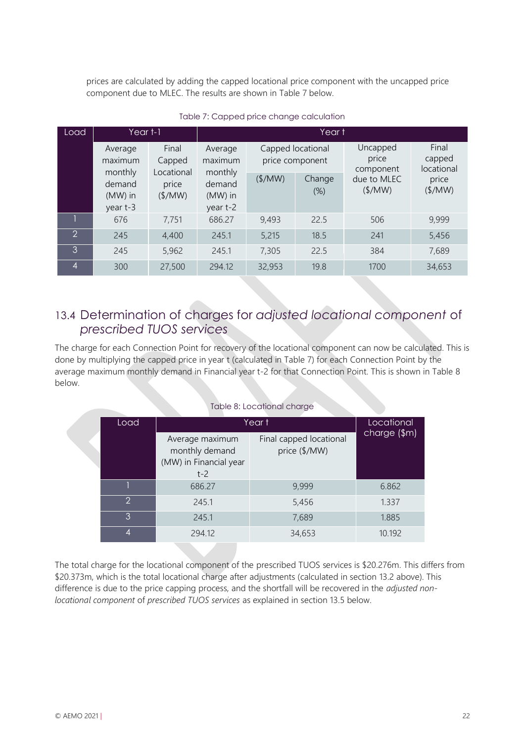prices are calculated by adding the capped locational price component with the uncapped price component due to MLEC. The results are shown in Table 7 below.

Table 7: Capped price change calculation

| Load | Year t-1 | | Year t | | | | |
|---|---|---|---|---|---|---|---|
| | Average maximum monthly demand (MW) in year t-3 | Final Capped Locational price ($/MW) | Average maximum monthly demand (MW) in year t-2 | Capped locational price component | | Uncapped price component due to MLEC ($/MW) | Final capped locational price ($/MW) |
| | | | | ($/MW) | Change (%) | | |
| 1 | 676 | 7,751 | 686.27 | 9,493 | 22.5 | 506 | 9,999 |
| 2 | 245 | 4,400 | 245.1 | 5,215 | 18.5 | 241 | 5,456 |
| 3 | 245 | 5,962 | 245.1 | 7,305 | 22.5 | 384 | 7,689 |
| 4 | 300 | 27,500 | 294.12 | 32,953 | 19.8 | 1700 | 34,653 |

## 13.4 Determination of charges for *adjusted locational component* of *prescribed TUOS services*

The charge for each Connection Point for recovery of the locational component can now be calculated. This is done by multiplying the capped price in year t (calculated in Table 7) for each Connection Point by the average maximum monthly demand in Financial year t-2 for that Connection Point. This is shown in Table 8 below.

Table 8: Locational charge

| Load | Year t | | Locational charge ($m) |
|---|---|---|---|
| | Average maximum monthly demand (MW) in Financial year t-2 | Final capped locational price ($/MW) | |
| 1 | 686.27 | 9,999 | 6.862 |
| 2 | 245.1 | 5,456 | 1.337 |
| 3 | 245.1 | 7,689 | 1.885 |
| 4 | 294.12 | 34,653 | 10.192 |

The total charge for the locational component of the prescribed TUOS services is $20.276m. This differs from $20.373m, which is the total locational charge after adjustments (calculated in section 13.2 above). This difference is due to the price capping process, and the shortfall will be recovered in the *adjusted non-locational component* of *prescribed TUOS services* as explained in section 13.5 below.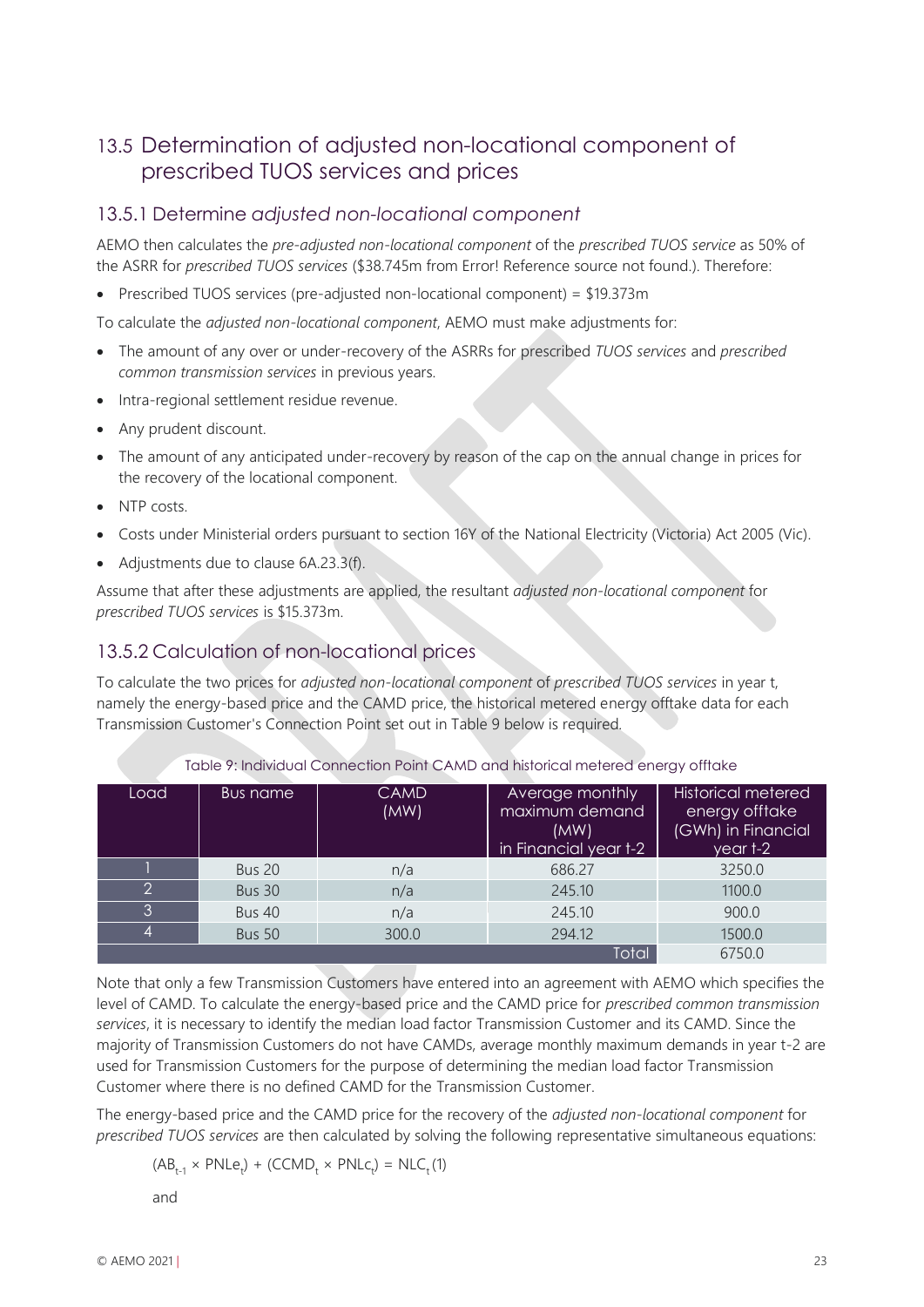## 13.5 Determination of adjusted non-locational component of prescribed TUOS services and prices

### 13.5.1 Determine *adjusted non-locational component*

AEMO then calculates the *pre-adjusted non-locational component* of the *prescribed TUOS service* as 50% of the ASRR for *prescribed TUOS services* ($38.745m from Error! Reference source not found.). Therefore:

- Prescribed TUOS services (pre-adjusted non-locational component) = $19.373m

To calculate the *adjusted non-locational component*, AEMO must make adjustments for:

- The amount of any over or under-recovery of the ASRRs for prescribed *TUOS services* and *prescribed common transmission services* in previous years.
- Intra-regional settlement residue revenue.
- Any prudent discount.
- The amount of any anticipated under-recovery by reason of the cap on the annual change in prices for the recovery of the locational component.
- NTP costs.
- Costs under Ministerial orders pursuant to section 16Y of the National Electricity (Victoria) Act 2005 (Vic).
- Adjustments due to clause 6A.23.3(f).

Assume that after these adjustments are applied, the resultant *adjusted non-locational component* for *prescribed TUOS services* is $15.373m.

### 13.5.2 Calculation of non-locational prices

To calculate the two prices for *adjusted non-locational component* of *prescribed TUOS services* in year t, namely the energy-based price and the CAMD price, the historical metered energy offtake data for each Transmission Customer's Connection Point set out in Table 9 below is required.

Table 9: Individual Connection Point CAMD and historical metered energy offtake

| Load | Bus name | CAMD (MW) | Average monthly maximum demand (MW) in Financial year t-2 | Historical metered energy offtake (GWh) in Financial year t-2 |
|---|---|---|---|---|
| 1 | Bus 20 | n/a | 686.27 | 3250.0 |
| 2 | Bus 30 | n/a | 245.10 | 1100.0 |
| 3 | Bus 40 | n/a | 245.10 | 900.0 |
| 4 | Bus 50 | 300.0 | 294.12 | 1500.0 |
| | | | Total | 6750.0 |

Note that only a few Transmission Customers have entered into an agreement with AEMO which specifies the level of CAMD. To calculate the energy-based price and the CAMD price for *prescribed common transmission services*, it is necessary to identify the median load factor Transmission Customer and its CAMD. Since the majority of Transmission Customers do not have CAMDs, average monthly maximum demands in year t-2 are used for Transmission Customers for the purpose of determining the median load factor Transmission Customer where there is no defined CAMD for the Transmission Customer.

The energy-based price and the CAMD price for the recovery of the *adjusted non-locational component* for *prescribed TUOS services* are then calculated by solving the following representative simultaneous equations:

$$(AB_{t-1} \times PNLe_t) + (CCMD_t \times PNLc_t) = NLC_t \quad (1)$$

and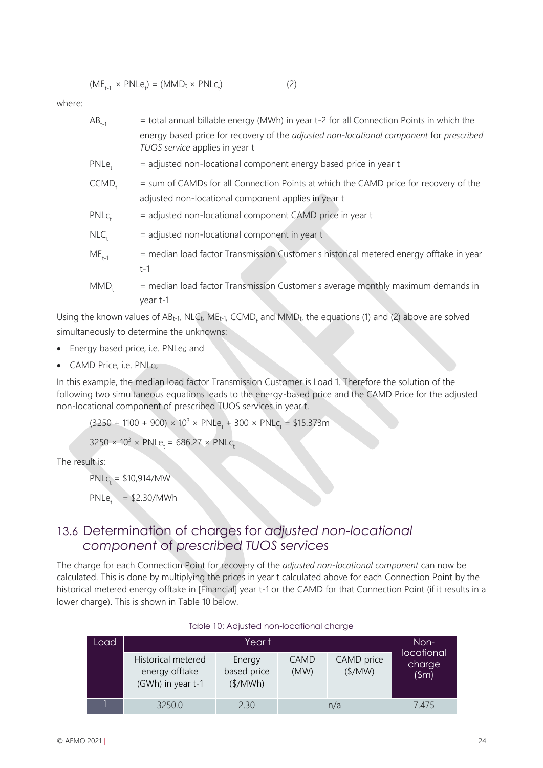$$(ME_{t-1} \times PNLe_t) = (MMD_t \times PNLc_t) \qquad (2)$$

where:

| | |
|---|---|
| $AB_{t-1}$ | = total annual billable energy (MWh) in year t-2 for all Connection Points in which the energy based price for recovery of the *adjusted non-locational component* for *prescribed TUOS service* applies in year t |
| $PNLe_t$ | = adjusted non-locational component energy based price in year t |
| $CCMD_t$ | = sum of CAMDs for all Connection Points at which the CAMD price for recovery of the adjusted non-locational component applies in year t |
| $PNLc_t$ | = adjusted non-locational component CAMD price in year t |
| $NLC_t$ | = adjusted non-locational component in year t |
| $ME_{t-1}$ | = median load factor Transmission Customer's historical metered energy offtake in year t-1 |
| $MMD_t$ | = median load factor Transmission Customer's average monthly maximum demands in year t-1 |

Using the known values of $AB_{t-1}$, $NLC_t$, $ME_{t-1}$, $CCMD_t$ and $MMD_t$, the equations (1) and (2) above are solved simultaneously to determine the unknowns:

- Energy based price, i.e. $PNLe_t$; and
- CAMD Price, i.e. $PNLc_t$.

In this example, the median load factor Transmission Customer is Load 1. Therefore the solution of the following two simultaneous equations leads to the energy-based price and the CAMD Price for the adjusted non-locational component of prescribed TUOS services in year t.

$$(3250 + 1100 + 900) \times 10^3 \times PNLe_t + 300 \times PNLc_t = \$15.373m$$

$$3250 \times 10^3 \times PNLe_t = 686.27 \times PNLc_t$$

The result is:

$$PNLc_t = \$10{,}914/MW$$

$$PNLe_t = \$2.30/MWh$$

## 13.6 Determination of charges for *adjusted non-locational component* of *prescribed TUOS services*

The charge for each Connection Point for recovery of the *adjusted non-locational component* can now be calculated. This is done by multiplying the prices in year t calculated above for each Connection Point by the historical metered energy offtake in [Financial] year t-1 or the CAMD for that Connection Point (if it results in a lower charge). This is shown in Table 10 below.

Table 10: Adjusted non-locational charge

| Load | Year t | | | | Non-locational charge ($m) |
|---|---|---|---|---|---|
| | Historical metered energy offtake (GWh) in year t-1 | Energy based price ($/MWh) | CAMD (MW) | CAMD price ($/MW) | |
| 1 | 3250.0 | 2.30 | n/a | | 7.475 |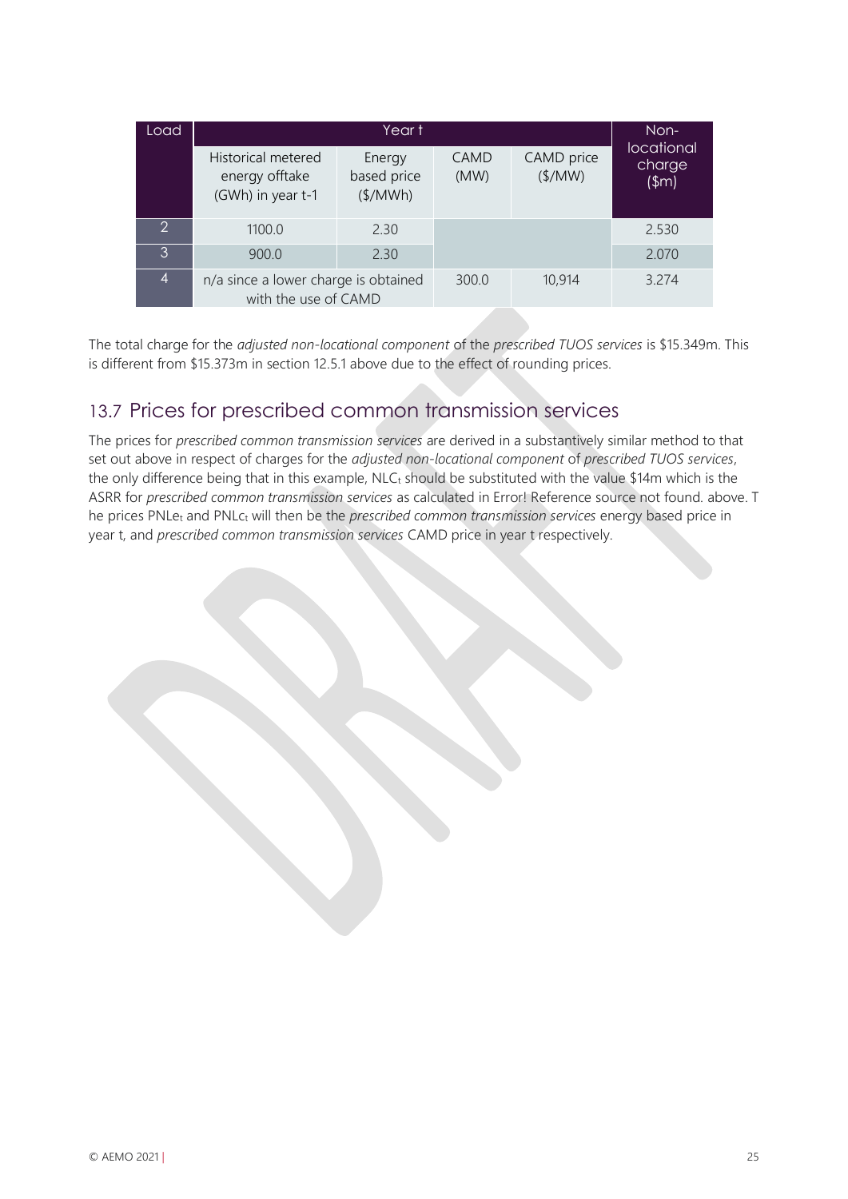| Load | Year t | | | | Non-locational charge ($m) |
|---|---|---|---|---|---|
| | Historical metered energy offtake (GWh) in year t-1 | Energy based price ($/MWh) | CAMD (MW) | CAMD price ($/MW) | |
| 2 | 1100.0 | 2.30 | | | 2.530 |
| 3 | 900.0 | 2.30 | | | 2.070 |
| 4 | n/a since a lower charge is obtained with the use of CAMD | | 300.0 | 10,914 | 3.274 |

The total charge for the *adjusted non-locational component* of the *prescribed TUOS services* is $15.349m. This is different from $15.373m in section 12.5.1 above due to the effect of rounding prices.

## 13.7 Prices for prescribed common transmission services

The prices for *prescribed common transmission services* are derived in a substantively similar method to that set out above in respect of charges for the *adjusted non-locational component* of *prescribed TUOS services*, the only difference being that in this example, $NLC_t$ should be substituted with the value $14m which is the ASRR for *prescribed common transmission services* as calculated in Error! Reference source not found. above. T he prices $PNLe_t$ and $PNLc_t$ will then be the *prescribed common transmission services* energy based price in year t, and *prescribed common transmission services* CAMD price in year t respectively.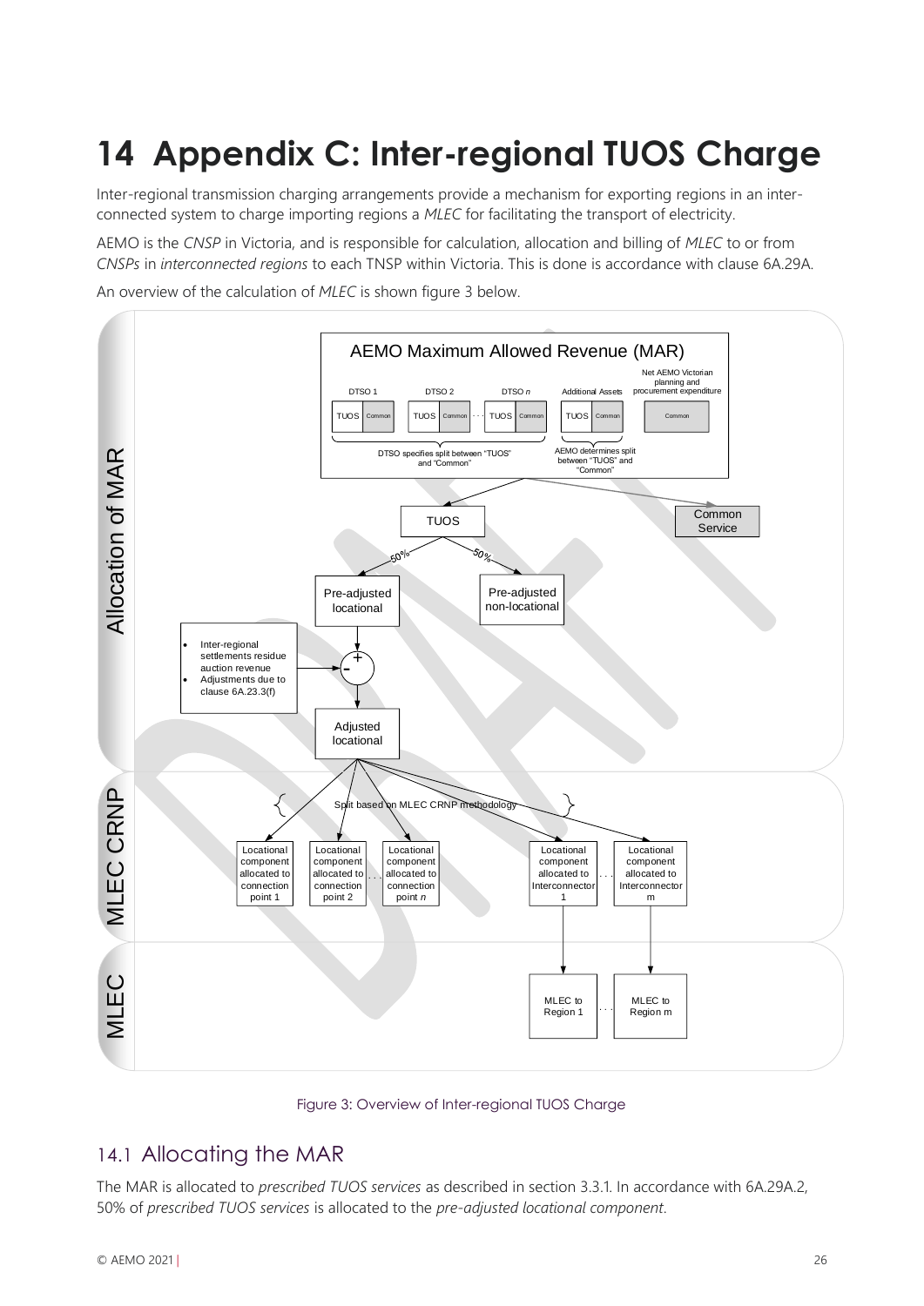# 14 Appendix C: Inter-regional TUOS Charge

Inter-regional transmission charging arrangements provide a mechanism for exporting regions in an inter-connected system to charge importing regions a *MLEC* for facilitating the transport of electricity.

AEMO is the *CNSP* in Victoria, and is responsible for calculation, allocation and billing of *MLEC* to or from *CNSPs* in *interconnected regions* to each TNSP within Victoria. This is done is accordance with clause 6A.29A.

An overview of the calculation of *MLEC* is shown figure 3 below.

Figure 3: Overview of Inter-regional TUOS Charge

## 14.1 Allocating the MAR

The MAR is allocated to *prescribed TUOS services* as described in section 3.3.1. In accordance with 6A.29A.2, 50% of *prescribed TUOS services* is allocated to the *pre-adjusted locational component*.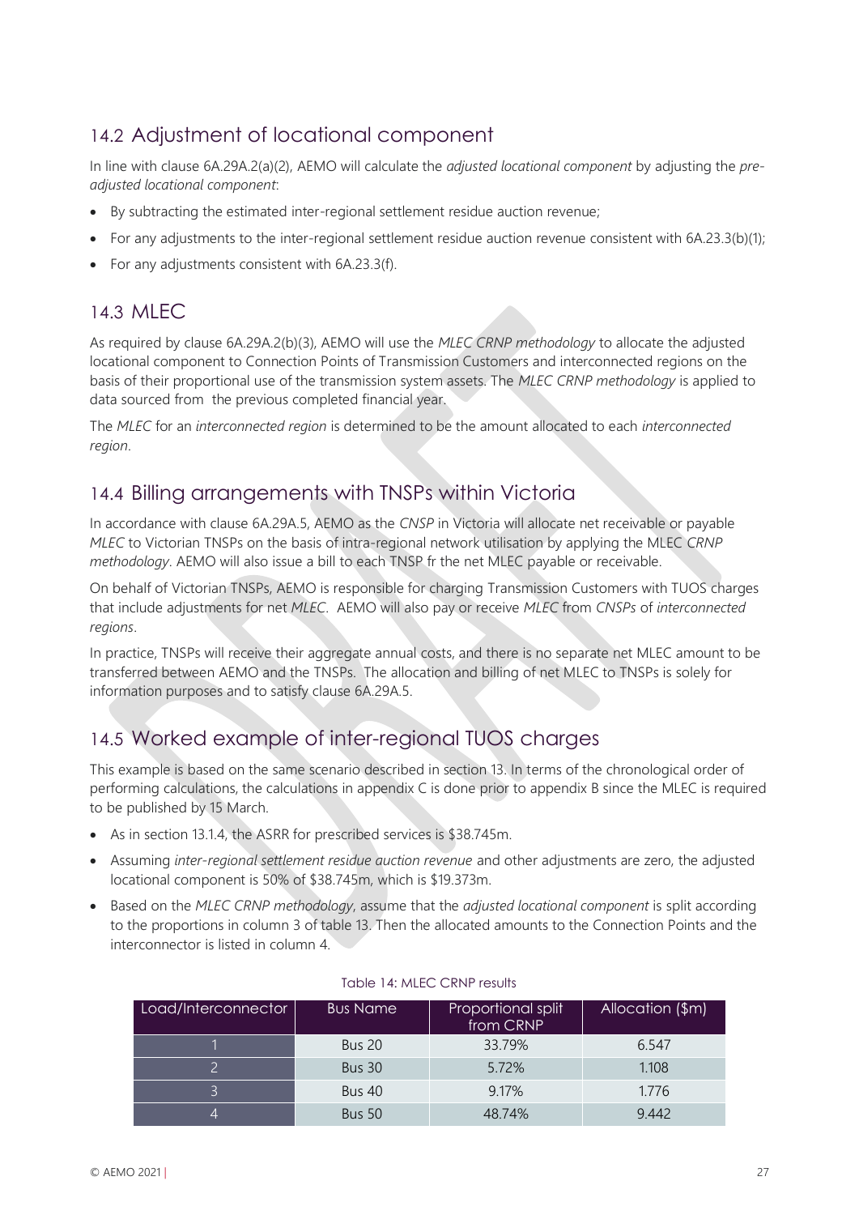## 14.2 Adjustment of locational component

In line with clause 6A.29A.2(a)(2), AEMO will calculate the *adjusted locational component* by adjusting the *pre-adjusted locational component*:

- By subtracting the estimated inter-regional settlement residue auction revenue;
- For any adjustments to the inter-regional settlement residue auction revenue consistent with 6A.23.3(b)(1);
- For any adjustments consistent with 6A.23.3(f).

## 14.3 MLEC

As required by clause 6A.29A.2(b)(3), AEMO will use the *MLEC CRNP methodology* to allocate the adjusted locational component to Connection Points of Transmission Customers and interconnected regions on the basis of their proportional use of the transmission system assets. The *MLEC CRNP methodology* is applied to data sourced from the previous completed financial year.

The *MLEC* for an *interconnected region* is determined to be the amount allocated to each *interconnected region*.

## 14.4 Billing arrangements with TNSPs within Victoria

In accordance with clause 6A.29A.5, AEMO as the *CNSP* in Victoria will allocate net receivable or payable *MLEC* to Victorian TNSPs on the basis of intra-regional network utilisation by applying the MLEC *CRNP methodology*. AEMO will also issue a bill to each TNSP fr the net MLEC payable or receivable.

On behalf of Victorian TNSPs, AEMO is responsible for charging Transmission Customers with TUOS charges that include adjustments for net *MLEC*. AEMO will also pay or receive *MLEC* from *CNSPs* of *interconnected regions*.

In practice, TNSPs will receive their aggregate annual costs, and there is no separate net MLEC amount to be transferred between AEMO and the TNSPs. The allocation and billing of net MLEC to TNSPs is solely for information purposes and to satisfy clause 6A.29A.5.

## 14.5 Worked example of inter-regional TUOS charges

This example is based on the same scenario described in section 13. In terms of the chronological order of performing calculations, the calculations in appendix C is done prior to appendix B since the MLEC is required to be published by 15 March.

- As in section 13.1.4, the ASRR for prescribed services is $38.745m.
- Assuming *inter-regional settlement residue auction revenue* and other adjustments are zero, the adjusted locational component is 50% of $38.745m, which is $19.373m.
- Based on the *MLEC CRNP methodology*, assume that the *adjusted locational component* is split according to the proportions in column 3 of table 13. Then the allocated amounts to the Connection Points and the interconnector is listed in column 4.

Table 14: MLEC CRNP results

| Load/Interconnector | Bus Name | Proportional split from CRNP | Allocation ($m) |
|---|---|---|---|
| 1 | Bus 20 | 33.79% | 6.547 |
| 2 | Bus 30 | 5.72% | 1.108 |
| 3 | Bus 40 | 9.17% | 1.776 |
| 4 | Bus 50 | 48.74% | 9.442 |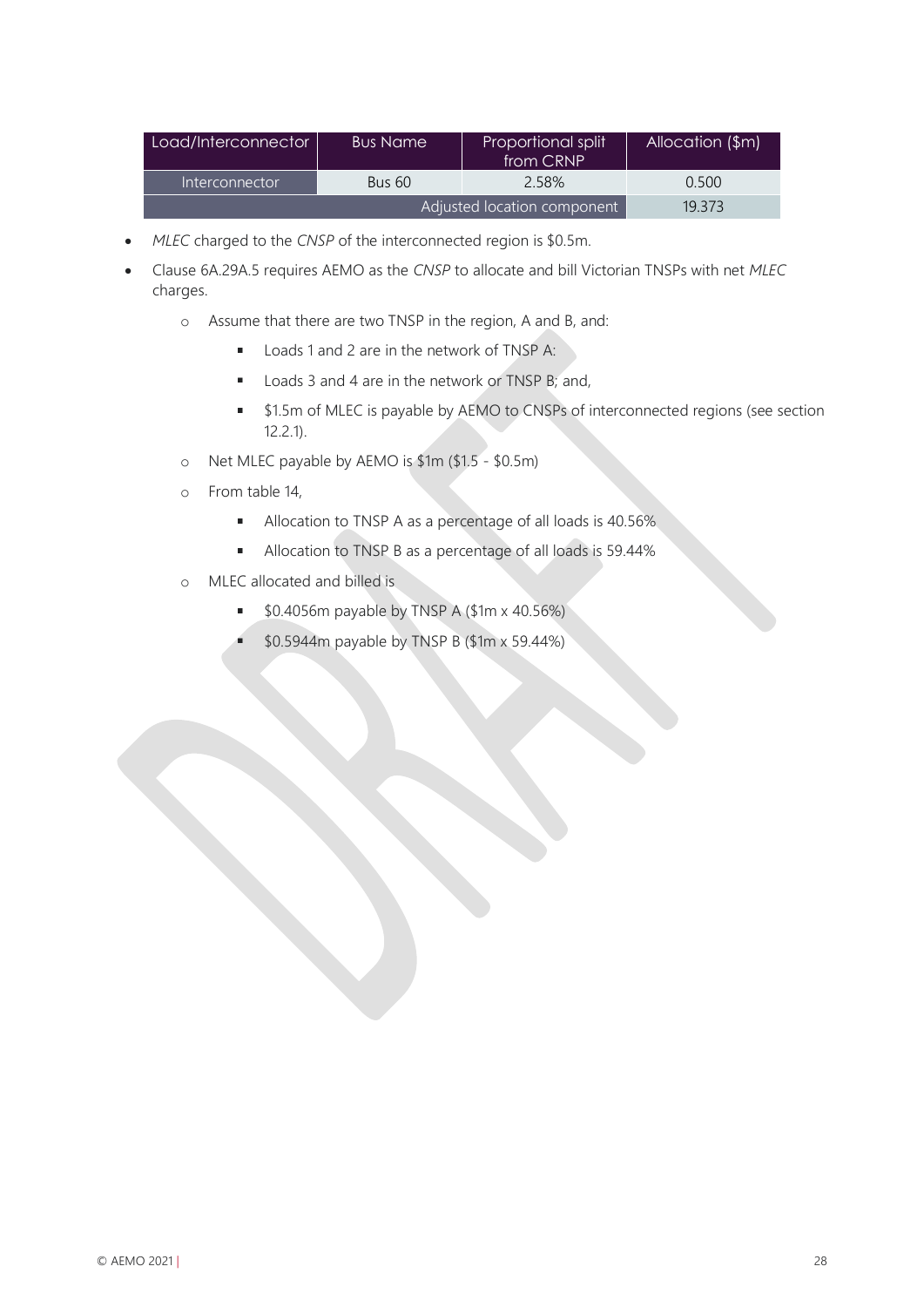| Load/Interconnector | Bus Name | Proportional split from CRNP | Allocation ($m) |
| --- | --- | --- | --- |
| Interconnector | Bus 60 | 2.58% | 0.500 |
| Adjusted location component | | | 19.373 |

- *MLEC* charged to the *CNSP* of the interconnected region is $0.5m.
- Clause 6A.29A.5 requires AEMO as the *CNSP* to allocate and bill Victorian TNSPs with net *MLEC* charges.
  - Assume that there are two TNSP in the region, A and B, and:
    - Loads 1 and 2 are in the network of TNSP A:
    - Loads 3 and 4 are in the network or TNSP B; and,
    - $1.5m of MLEC is payable by AEMO to CNSPs of interconnected regions (see section 12.2.1).
  - Net MLEC payable by AEMO is $1m ($1.5 - $0.5m)
  - From table 14,
    - Allocation to TNSP A as a percentage of all loads is 40.56%
    - Allocation to TNSP B as a percentage of all loads is 59.44%
  - MLEC allocated and billed is
    - $0.4056m payable by TNSP A ($1m x 40.56%)
    - $0.5944m payable by TNSP B ($1m x 59.44%)